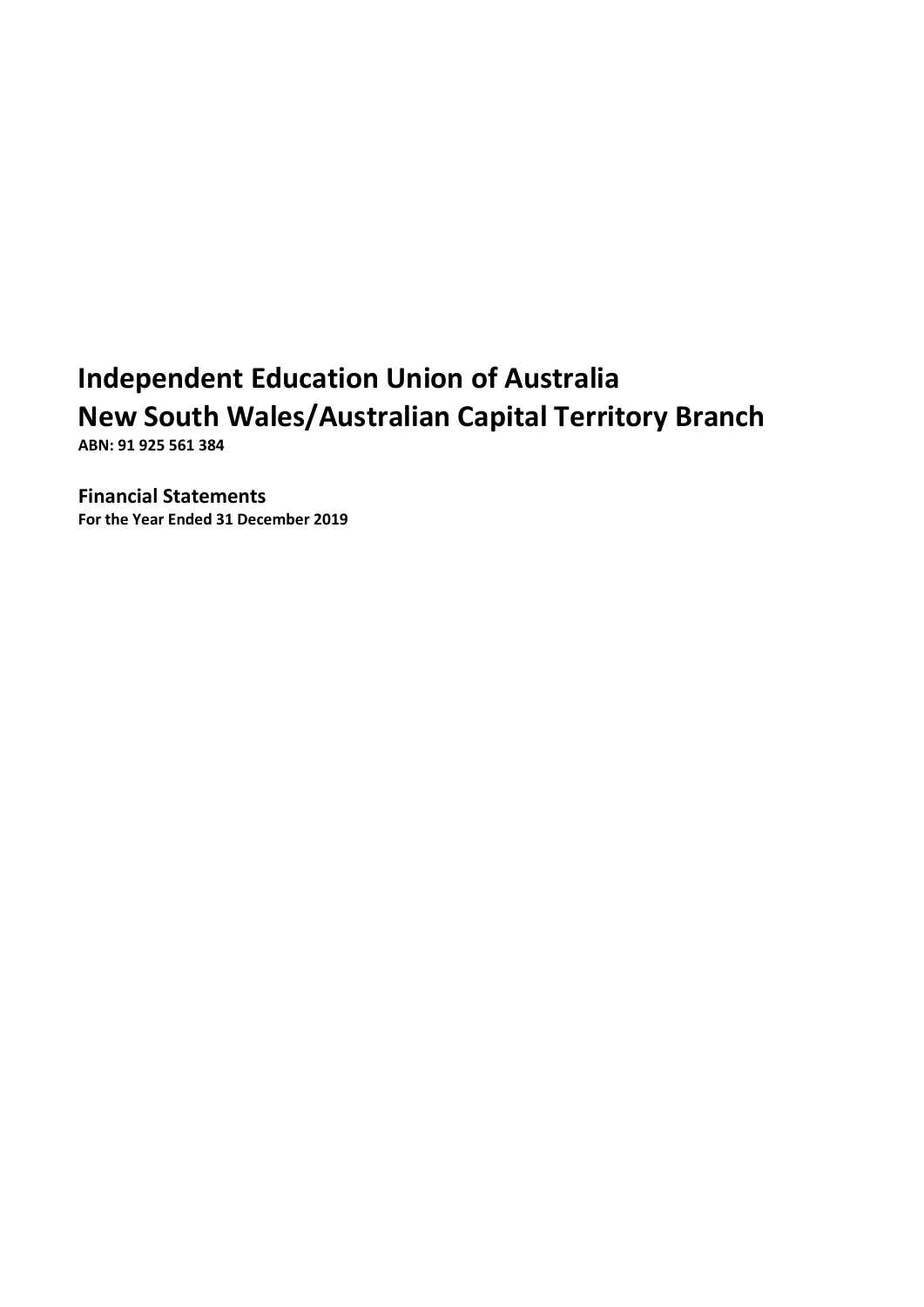# Independent Education Union of Australia
# New South Wales/Australian Capital Territory Branch

**ABN: 91 925 561 384**

## Financial Statements

**For the Year Ended 31 December 2019**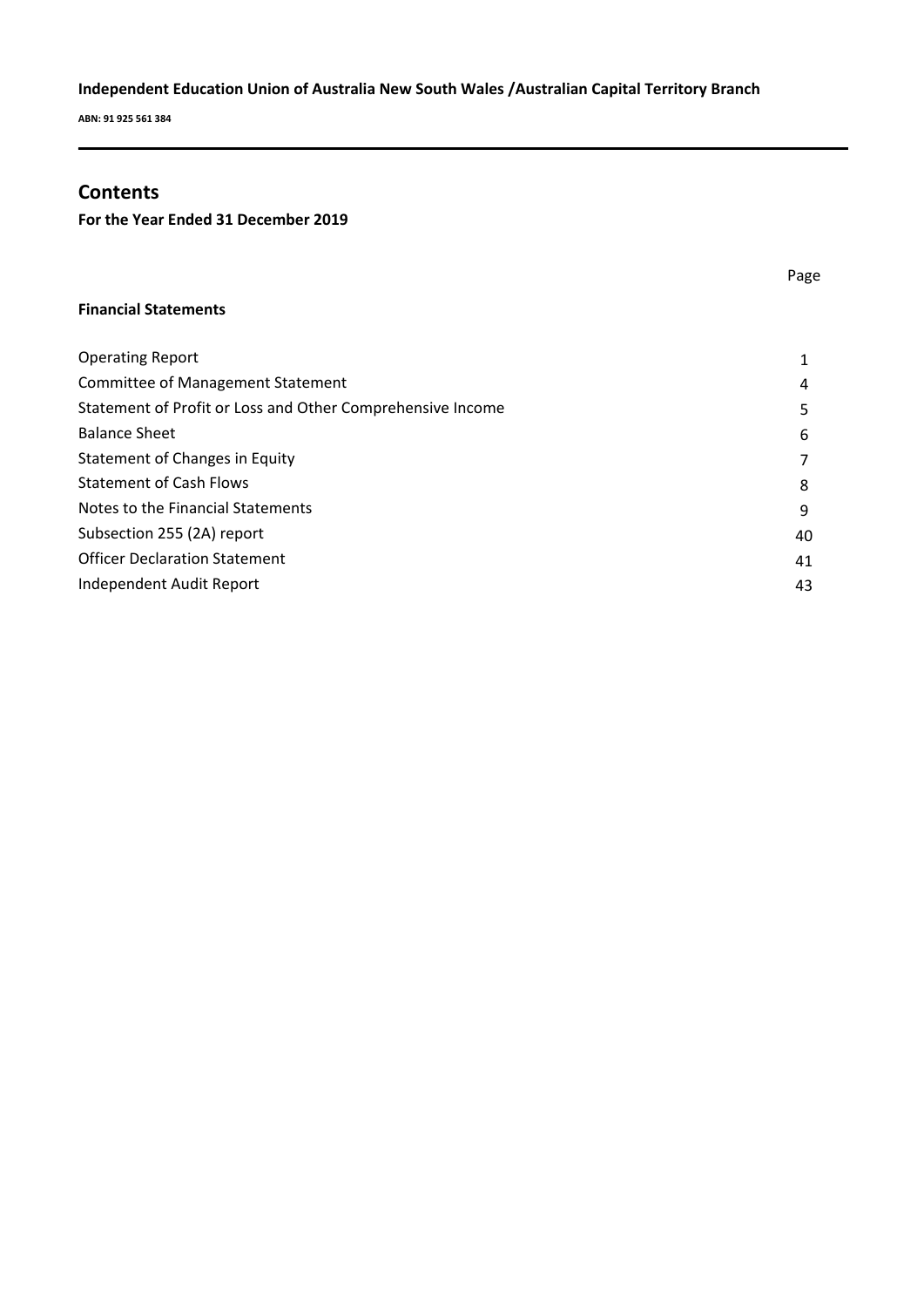**Independent Education Union of Australia New South Wales /Australian Capital Territory Branch**

**ABN: 91 925 561 384**

## Contents

**For the Year Ended 31 December 2019**

| | Page |
|---|---|
| **Financial Statements** | |
| Operating Report | 1 |
| Committee of Management Statement | 4 |
| Statement of Profit or Loss and Other Comprehensive Income | 5 |
| Balance Sheet | 6 |
| Statement of Changes in Equity | 7 |
| Statement of Cash Flows | 8 |
| Notes to the Financial Statements | 9 |
| Subsection 255 (2A) report | 40 |
| Officer Declaration Statement | 41 |
| Independent Audit Report | 43 |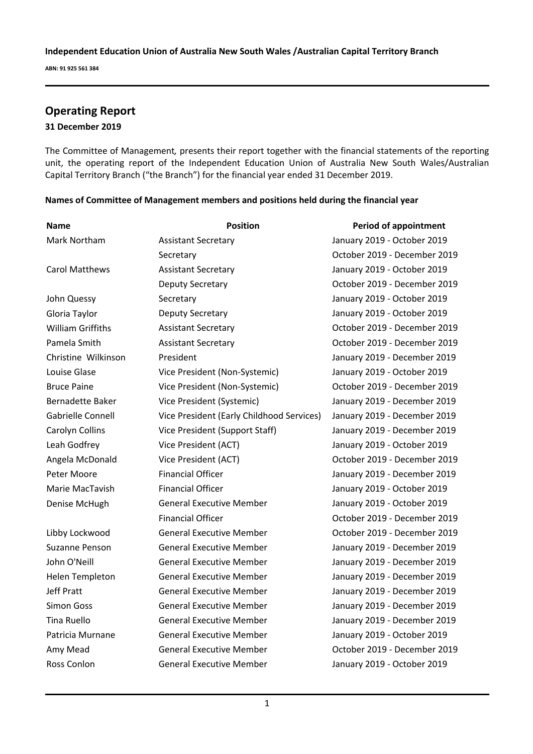**Independent Education Union of Australia New South Wales /Australian Capital Territory Branch**

**ABN: 91 925 561 384**

## Operating Report

### 31 December 2019

The Committee of Management, presents their report together with the financial statements of the reporting unit, the operating report of the Independent Education Union of Australia New South Wales/Australian Capital Territory Branch ("the Branch") for the financial year ended 31 December 2019.

### Names of Committee of Management members and positions held during the financial year

| Name | Position | Period of appointment |
|---|---|---|
| Mark Northam | Assistant Secretary | January 2019 - October 2019 |
| | Secretary | October 2019 - December 2019 |
| Carol Matthews | Assistant Secretary | January 2019 - October 2019 |
| | Deputy Secretary | October 2019 - December 2019 |
| John Quessy | Secretary | January 2019 - October 2019 |
| Gloria Taylor | Deputy Secretary | January 2019 - October 2019 |
| William Griffiths | Assistant Secretary | October 2019 - December 2019 |
| Pamela Smith | Assistant Secretary | October 2019 - December 2019 |
| Christine Wilkinson | President | January 2019 - December 2019 |
| Louise Glase | Vice President (Non-Systemic) | January 2019 - October 2019 |
| Bruce Paine | Vice President (Non-Systemic) | October 2019 - December 2019 |
| Bernadette Baker | Vice President (Systemic) | January 2019 - December 2019 |
| Gabrielle Connell | Vice President (Early Childhood Services) | January 2019 - December 2019 |
| Carolyn Collins | Vice President (Support Staff) | January 2019 - December 2019 |
| Leah Godfrey | Vice President (ACT) | January 2019 - October 2019 |
| Angela McDonald | Vice President (ACT) | October 2019 - December 2019 |
| Peter Moore | Financial Officer | January 2019 - December 2019 |
| Marie MacTavish | Financial Officer | January 2019 - October 2019 |
| Denise McHugh | General Executive Member | January 2019 - October 2019 |
| | Financial Officer | October 2019 - December 2019 |
| Libby Lockwood | General Executive Member | October 2019 - December 2019 |
| Suzanne Penson | General Executive Member | January 2019 - December 2019 |
| John O'Neill | General Executive Member | January 2019 - December 2019 |
| Helen Templeton | General Executive Member | January 2019 - December 2019 |
| Jeff Pratt | General Executive Member | January 2019 - December 2019 |
| Simon Goss | General Executive Member | January 2019 - December 2019 |
| Tina Ruello | General Executive Member | January 2019 - December 2019 |
| Patricia Murnane | General Executive Member | January 2019 - October 2019 |
| Amy Mead | General Executive Member | October 2019 - December 2019 |
| Ross Conlon | General Executive Member | January 2019 - October 2019 |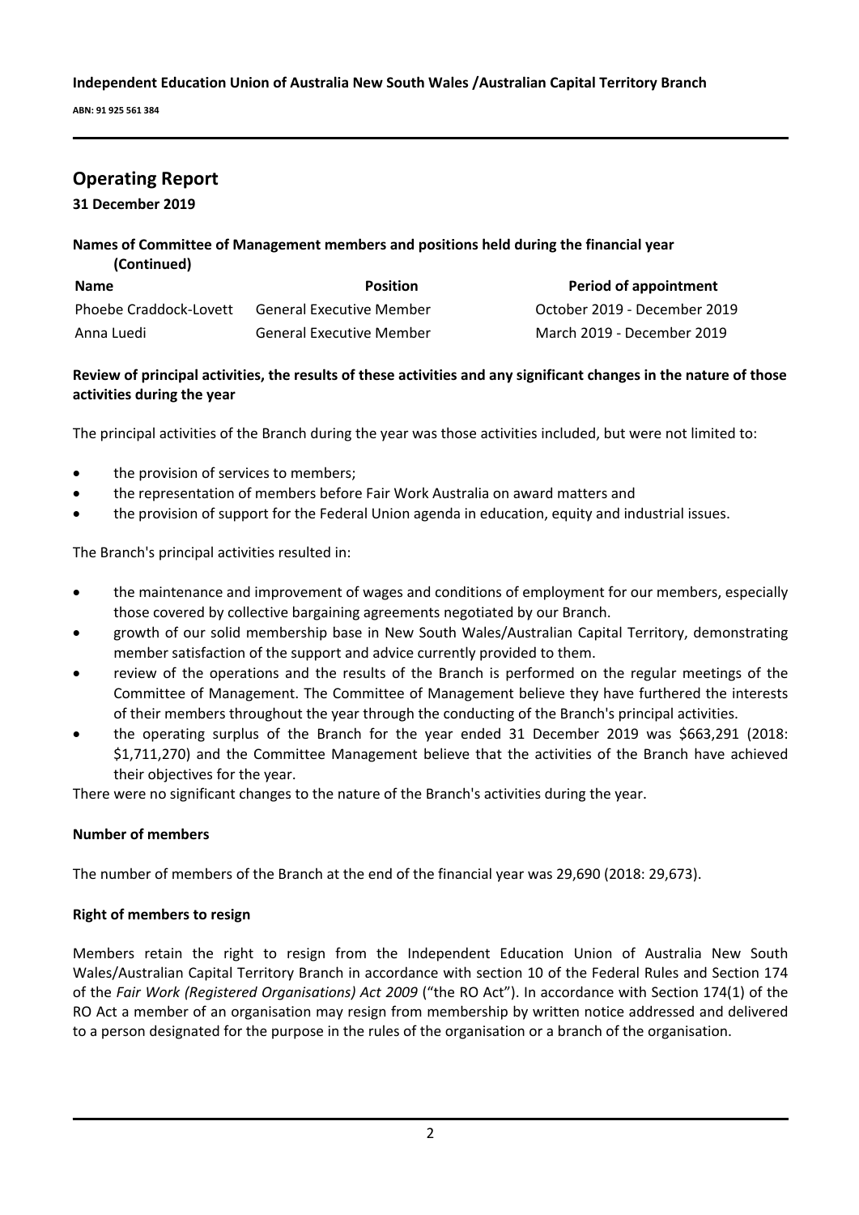## Operating Report

**31 December 2019**

**Names of Committee of Management members and positions held during the financial year (Continued)**

| Name | Position | Period of appointment |
|---|---|---|
| Phoebe Craddock-Lovett | General Executive Member | October 2019 - December 2019 |
| Anna Luedi | General Executive Member | March 2019 - December 2019 |

**Review of principal activities, the results of these activities and any significant changes in the nature of those activities during the year**

The principal activities of the Branch during the year was those activities included, but were not limited to:

- the provision of services to members;
- the representation of members before Fair Work Australia on award matters and
- the provision of support for the Federal Union agenda in education, equity and industrial issues.

The Branch's principal activities resulted in:

- the maintenance and improvement of wages and conditions of employment for our members, especially those covered by collective bargaining agreements negotiated by our Branch.
- growth of our solid membership base in New South Wales/Australian Capital Territory, demonstrating member satisfaction of the support and advice currently provided to them.
- review of the operations and the results of the Branch is performed on the regular meetings of the Committee of Management. The Committee of Management believe they have furthered the interests of their members throughout the year through the conducting of the Branch's principal activities.
- the operating surplus of the Branch for the year ended 31 December 2019 was $663,291 (2018: $1,711,270) and the Committee Management believe that the activities of the Branch have achieved their objectives for the year.

There were no significant changes to the nature of the Branch's activities during the year.

**Number of members**

The number of members of the Branch at the end of the financial year was 29,690 (2018: 29,673).

**Right of members to resign**

Members retain the right to resign from the Independent Education Union of Australia New South Wales/Australian Capital Territory Branch in accordance with section 10 of the Federal Rules and Section 174 of the *Fair Work (Registered Organisations) Act 2009* ("the RO Act"). In accordance with Section 174(1) of the RO Act a member of an organisation may resign from membership by written notice addressed and delivered to a person designated for the purpose in the rules of the organisation or a branch of the organisation.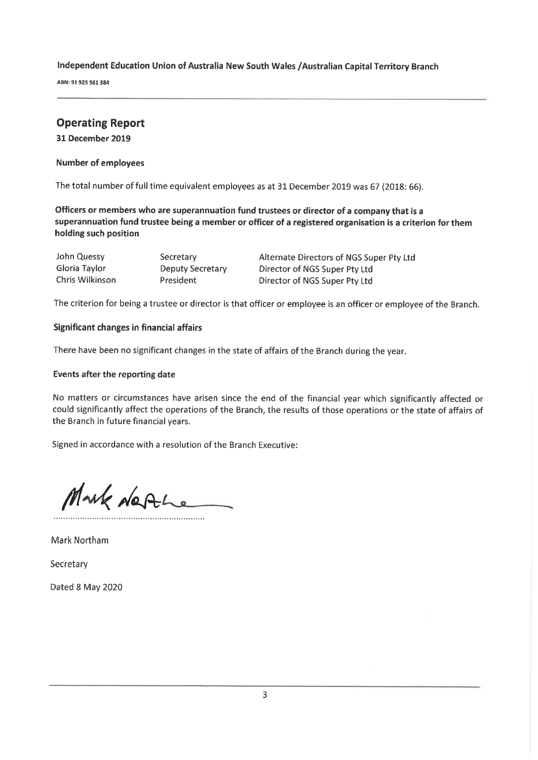**Independent Education Union of Australia New South Wales /Australian Capital Territory Branch**

**ABN: 91 925 561 384**

## Operating Report

**31 December 2019**

### Number of employees

The total number of full time equivalent employees as at 31 December 2019 was 67 (2018: 66).

### Officers or members who are superannuation fund trustees or director of a company that is a superannuation fund trustee being a member or officer of a registered organisation is a criterion for them holding such position

| | | |
|---|---|---|
| John Quessy | Secretary | Alternate Directors of NGS Super Pty Ltd |
| Gloria Taylor | Deputy Secretary | Director of NGS Super Pty Ltd |
| Chris Wilkinson | President | Director of NGS Super Pty Ltd |

The criterion for being a trustee or director is that officer or employee is an officer or employee of the Branch.

### Significant changes in financial affairs

There have been no significant changes in the state of affairs of the Branch during the year.

### Events after the reporting date

No matters or circumstances have arisen since the end of the financial year which significantly affected or could significantly affect the operations of the Branch, the results of those operations or the state of affairs of the Branch in future financial years.

Signed in accordance with a resolution of the Branch Executive:

...............................................................

Mark Northam

Secretary

Dated 8 May 2020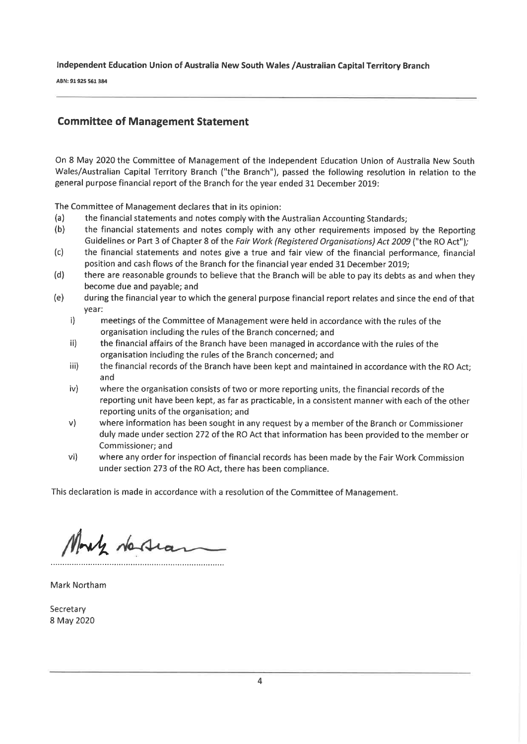Independent Education Union of Australia New South Wales /Australian Capital Territory Branch

ABN: 91 925 561 384

## Committee of Management Statement

On 8 May 2020 the Committee of Management of the Independent Education Union of Australia New South Wales/Australian Capital Territory Branch ("the Branch"), passed the following resolution in relation to the general purpose financial report of the Branch for the year ended 31 December 2019:

The Committee of Management declares that in its opinion:

(a) the financial statements and notes comply with the Australian Accounting Standards;

(b) the financial statements and notes comply with any other requirements imposed by the Reporting Guidelines or Part 3 of Chapter 8 of the *Fair Work (Registered Organisations) Act 2009* ("the RO Act");

(c) the financial statements and notes give a true and fair view of the financial performance, financial position and cash flows of the Branch for the financial year ended 31 December 2019;

(d) there are reasonable grounds to believe that the Branch will be able to pay its debts as and when they become due and payable; and

(e) during the financial year to which the general purpose financial report relates and since the end of that year:

  i) meetings of the Committee of Management were held in accordance with the rules of the organisation including the rules of the Branch concerned; and

  ii) the financial affairs of the Branch have been managed in accordance with the rules of the organisation including the rules of the Branch concerned; and

  iii) the financial records of the Branch have been kept and maintained in accordance with the RO Act; and

  iv) where the organisation consists of two or more reporting units, the financial records of the reporting unit have been kept, as far as practicable, in a consistent manner with each of the other reporting units of the organisation; and

  v) where information has been sought in any request by a member of the Branch or Commissioner duly made under section 272 of the RO Act that information has been provided to the member or Commissioner; and

  vi) where any order for inspection of financial records has been made by the Fair Work Commission under section 273 of the RO Act, there has been compliance.

This declaration is made in accordance with a resolution of the Committee of Management.

Mark Northam

Secretary
8 May 2020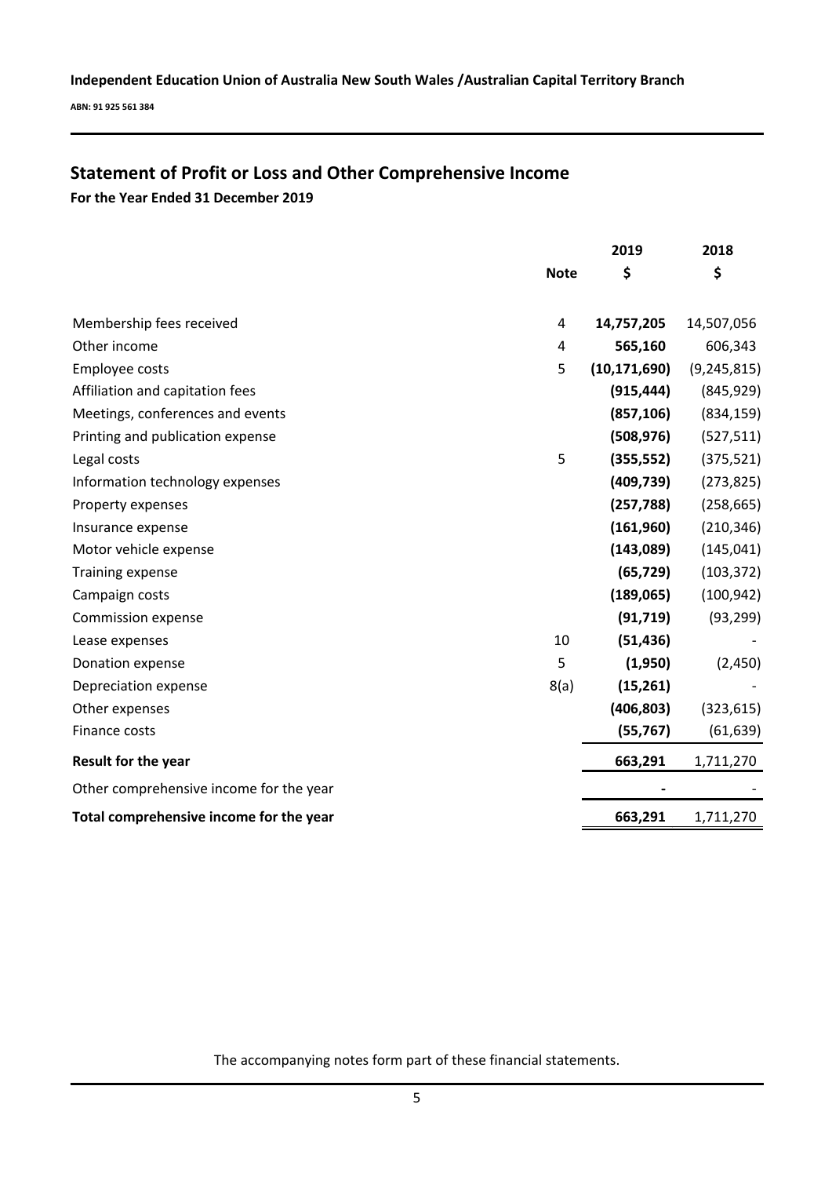Independent Education Union of Australia New South Wales /Australian Capital Territory Branch

ABN: 91 925 561 384

## Statement of Profit or Loss and Other Comprehensive Income

**For the Year Ended 31 December 2019**

| | Note | 2019 $ | 2018 $ |
|---|---|---|---|
| Membership fees received | 4 | **14,757,205** | 14,507,056 |
| Other income | 4 | **565,160** | 606,343 |
| Employee costs | 5 | **(10,171,690)** | (9,245,815) |
| Affiliation and capitation fees | | **(915,444)** | (845,929) |
| Meetings, conferences and events | | **(857,106)** | (834,159) |
| Printing and publication expense | | **(508,976)** | (527,511) |
| Legal costs | 5 | **(355,552)** | (375,521) |
| Information technology expenses | | **(409,739)** | (273,825) |
| Property expenses | | **(257,788)** | (258,665) |
| Insurance expense | | **(161,960)** | (210,346) |
| Motor vehicle expense | | **(143,089)** | (145,041) |
| Training expense | | **(65,729)** | (103,372) |
| Campaign costs | | **(189,065)** | (100,942) |
| Commission expense | | **(91,719)** | (93,299) |
| Lease expenses | 10 | **(51,436)** | - |
| Donation expense | 5 | **(1,950)** | (2,450) |
| Depreciation expense | 8(a) | **(15,261)** | - |
| Other expenses | | **(406,803)** | (323,615) |
| Finance costs | | **(55,767)** | (61,639) |
| **Result for the year** | | **663,291** | 1,711,270 |
| Other comprehensive income for the year | | **-** | - |
| **Total comprehensive income for the year** | | **663,291** | 1,711,270 |

The accompanying notes form part of these financial statements.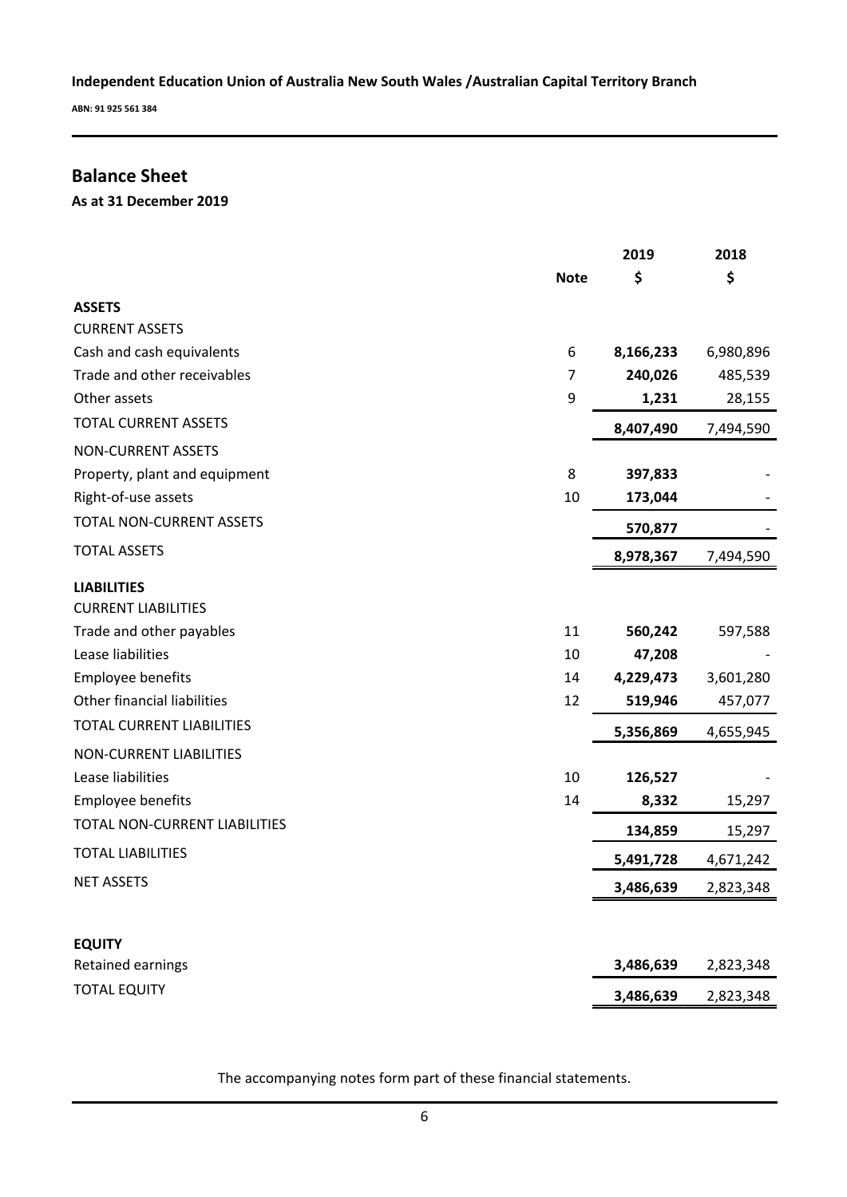Independent Education Union of Australia New South Wales /Australian Capital Territory Branch

ABN: 91 925 561 384

## Balance Sheet

**As at 31 December 2019**

| | Note | 2019<br>$ | 2018<br>$ |
|---|---|---|---|
| **ASSETS** | | | |
| CURRENT ASSETS | | | |
| Cash and cash equivalents | 6 | **8,166,233** | 6,980,896 |
| Trade and other receivables | 7 | **240,026** | 485,539 |
| Other assets | 9 | **1,231** | 28,155 |
| TOTAL CURRENT ASSETS | | **8,407,490** | 7,494,590 |
| NON-CURRENT ASSETS | | | |
| Property, plant and equipment | 8 | **397,833** | - |
| Right-of-use assets | 10 | **173,044** | - |
| TOTAL NON-CURRENT ASSETS | | **570,877** | - |
| TOTAL ASSETS | | **8,978,367** | 7,494,590 |
| **LIABILITIES** | | | |
| CURRENT LIABILITIES | | | |
| Trade and other payables | 11 | **560,242** | 597,588 |
| Lease liabilities | 10 | **47,208** | - |
| Employee benefits | 14 | **4,229,473** | 3,601,280 |
| Other financial liabilities | 12 | **519,946** | 457,077 |
| TOTAL CURRENT LIABILITIES | | **5,356,869** | 4,655,945 |
| NON-CURRENT LIABILITIES | | | |
| Lease liabilities | 10 | **126,527** | - |
| Employee benefits | 14 | **8,332** | 15,297 |
| TOTAL NON-CURRENT LIABILITIES | | **134,859** | 15,297 |
| TOTAL LIABILITIES | | **5,491,728** | 4,671,242 |
| NET ASSETS | | **3,486,639** | 2,823,348 |
| | | | |
| **EQUITY** | | | |
| Retained earnings | | **3,486,639** | 2,823,348 |
| TOTAL EQUITY | | **3,486,639** | 2,823,348 |

The accompanying notes form part of these financial statements.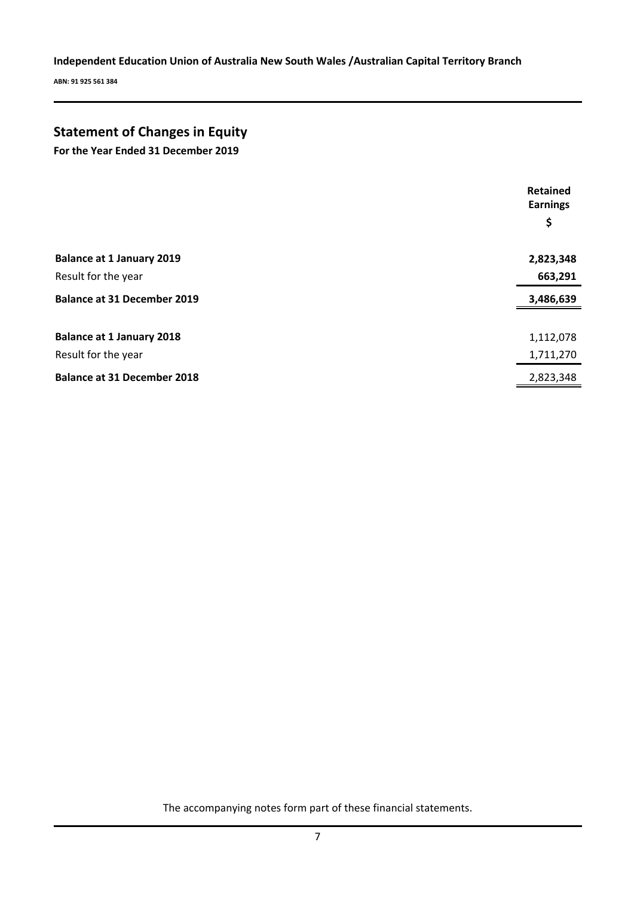## Statement of Changes in Equity

**For the Year Ended 31 December 2019**

| | Retained Earnings |
|---|---|
| | $ |
| **Balance at 1 January 2019** | **2,823,348** |
| Result for the year | **663,291** |
| **Balance at 31 December 2019** | **3,486,639** |
| | |
| **Balance at 1 January 2018** | 1,112,078 |
| Result for the year | 1,711,270 |
| **Balance at 31 December 2018** | 2,823,348 |

The accompanying notes form part of these financial statements.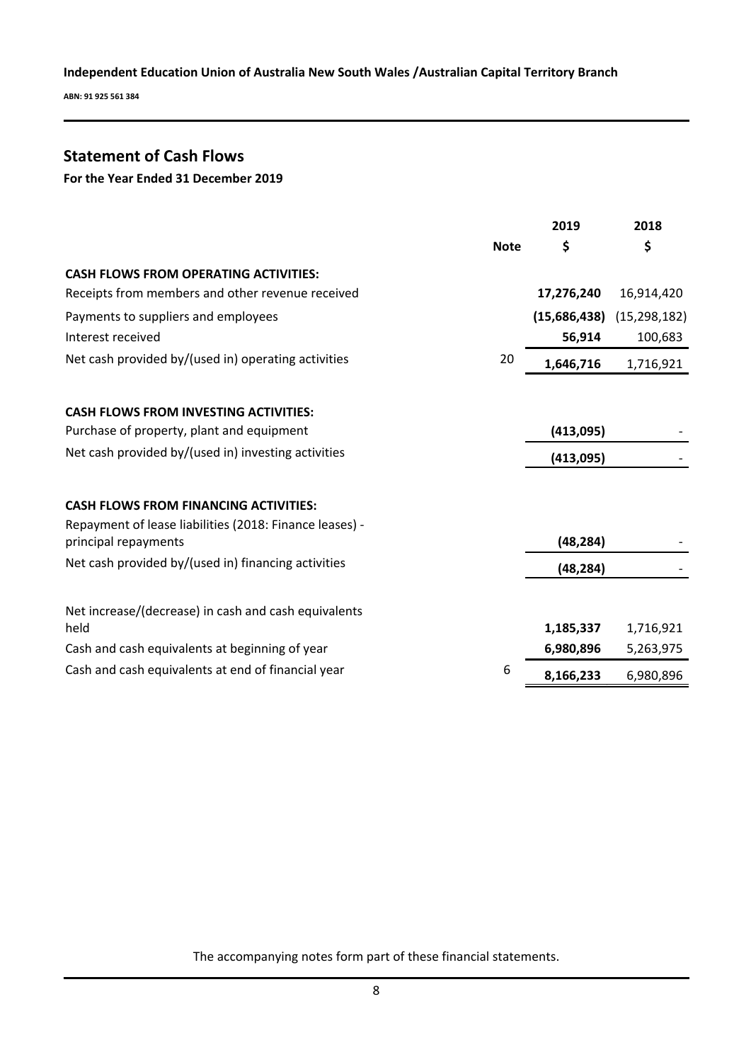**Independent Education Union of Australia New South Wales /Australian Capital Territory Branch**

**ABN: 91 925 561 384**

## Statement of Cash Flows

**For the Year Ended 31 December 2019**

| | Note | 2019 $ | 2018 $ |
|---|---|---|---|
| **CASH FLOWS FROM OPERATING ACTIVITIES:** | | | |
| Receipts from members and other revenue received | | **17,276,240** | 16,914,420 |
| Payments to suppliers and employees | | **(15,686,438)** | (15,298,182) |
| Interest received | | **56,914** | 100,683 |
| Net cash provided by/(used in) operating activities | 20 | **1,646,716** | 1,716,921 |
| **CASH FLOWS FROM INVESTING ACTIVITIES:** | | | |
| Purchase of property, plant and equipment | | **(413,095)** | - |
| Net cash provided by/(used in) investing activities | | **(413,095)** | - |
| **CASH FLOWS FROM FINANCING ACTIVITIES:** | | | |
| Repayment of lease liabilities (2018: Finance leases) - principal repayments | | **(48,284)** | - |
| Net cash provided by/(used in) financing activities | | **(48,284)** | - |
| Net increase/(decrease) in cash and cash equivalents held | | **1,185,337** | 1,716,921 |
| Cash and cash equivalents at beginning of year | | **6,980,896** | 5,263,975 |
| Cash and cash equivalents at end of financial year | 6 | **8,166,233** | 6,980,896 |

The accompanying notes form part of these financial statements.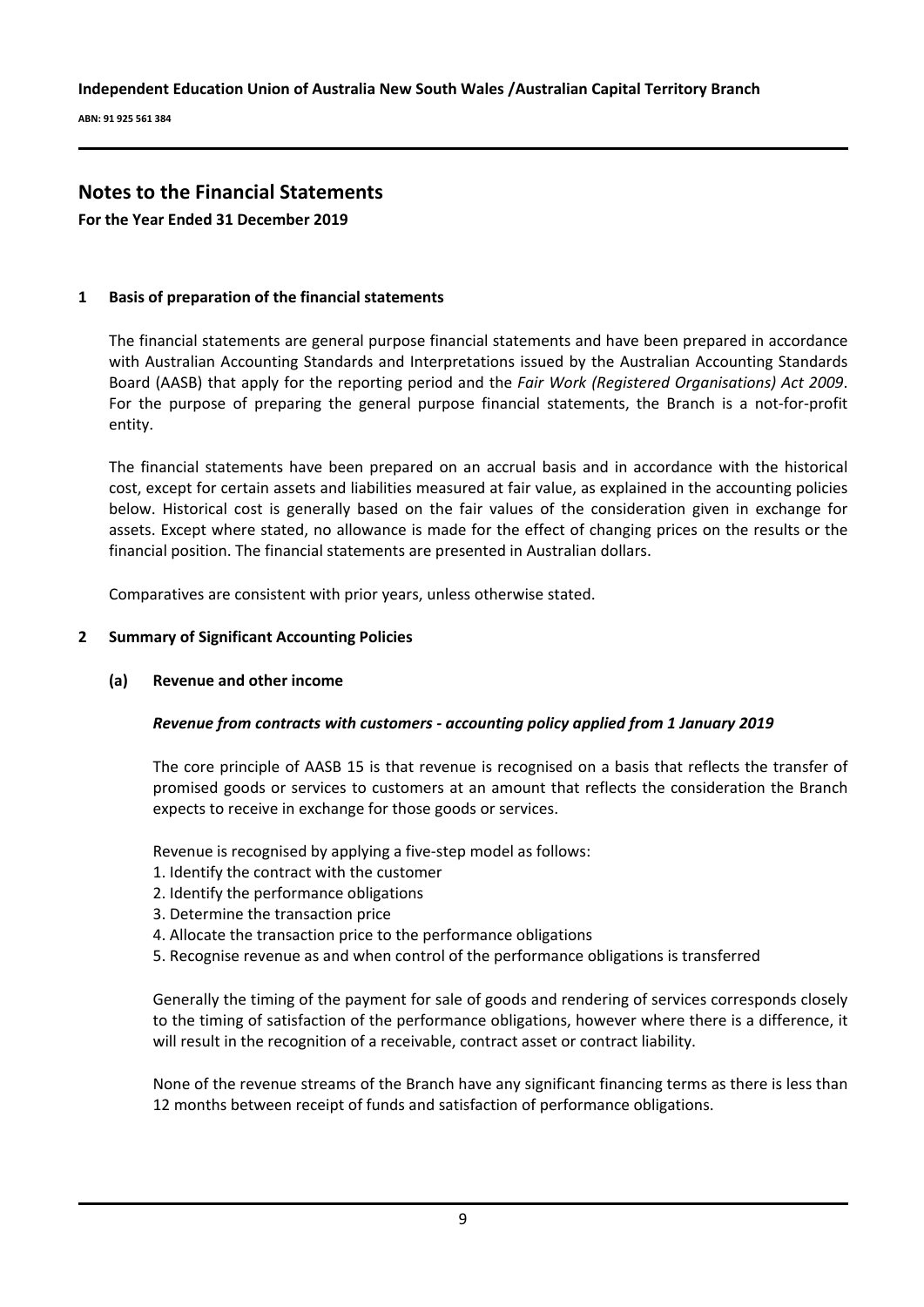## Notes to the Financial Statements

**For the Year Ended 31 December 2019**

### 1 Basis of preparation of the financial statements

The financial statements are general purpose financial statements and have been prepared in accordance with Australian Accounting Standards and Interpretations issued by the Australian Accounting Standards Board (AASB) that apply for the reporting period and the *Fair Work (Registered Organisations) Act 2009*. For the purpose of preparing the general purpose financial statements, the Branch is a not-for-profit entity.

The financial statements have been prepared on an accrual basis and in accordance with the historical cost, except for certain assets and liabilities measured at fair value, as explained in the accounting policies below. Historical cost is generally based on the fair values of the consideration given in exchange for assets. Except where stated, no allowance is made for the effect of changing prices on the results or the financial position. The financial statements are presented in Australian dollars.

Comparatives are consistent with prior years, unless otherwise stated.

### 2 Summary of Significant Accounting Policies

#### (a) Revenue and other income

***Revenue from contracts with customers - accounting policy applied from 1 January 2019***

The core principle of AASB 15 is that revenue is recognised on a basis that reflects the transfer of promised goods or services to customers at an amount that reflects the consideration the Branch expects to receive in exchange for those goods or services.

Revenue is recognised by applying a five-step model as follows:

1. Identify the contract with the customer
2. Identify the performance obligations
3. Determine the transaction price
4. Allocate the transaction price to the performance obligations
5. Recognise revenue as and when control of the performance obligations is transferred

Generally the timing of the payment for sale of goods and rendering of services corresponds closely to the timing of satisfaction of the performance obligations, however where there is a difference, it will result in the recognition of a receivable, contract asset or contract liability.

None of the revenue streams of the Branch have any significant financing terms as there is less than 12 months between receipt of funds and satisfaction of performance obligations.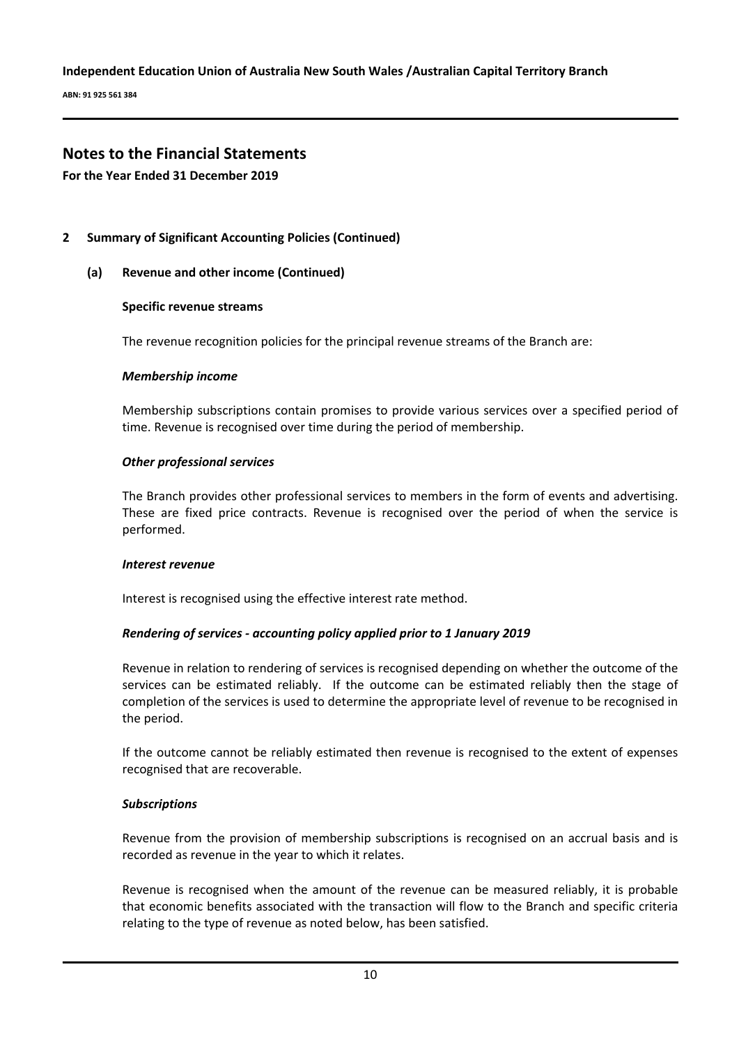# Notes to the Financial Statements

**For the Year Ended 31 December 2019**

## 2 Summary of Significant Accounting Policies (Continued)

### (a) Revenue and other income (Continued)

**Specific revenue streams**

The revenue recognition policies for the principal revenue streams of the Branch are:

***Membership income***

Membership subscriptions contain promises to provide various services over a specified period of time. Revenue is recognised over time during the period of membership.

***Other professional services***

The Branch provides other professional services to members in the form of events and advertising. These are fixed price contracts. Revenue is recognised over the period of when the service is performed.

***Interest revenue***

Interest is recognised using the effective interest rate method.

***Rendering of services - accounting policy applied prior to 1 January 2019***

Revenue in relation to rendering of services is recognised depending on whether the outcome of the services can be estimated reliably. If the outcome can be estimated reliably then the stage of completion of the services is used to determine the appropriate level of revenue to be recognised in the period.

If the outcome cannot be reliably estimated then revenue is recognised to the extent of expenses recognised that are recoverable.

***Subscriptions***

Revenue from the provision of membership subscriptions is recognised on an accrual basis and is recorded as revenue in the year to which it relates.

Revenue is recognised when the amount of the revenue can be measured reliably, it is probable that economic benefits associated with the transaction will flow to the Branch and specific criteria relating to the type of revenue as noted below, has been satisfied.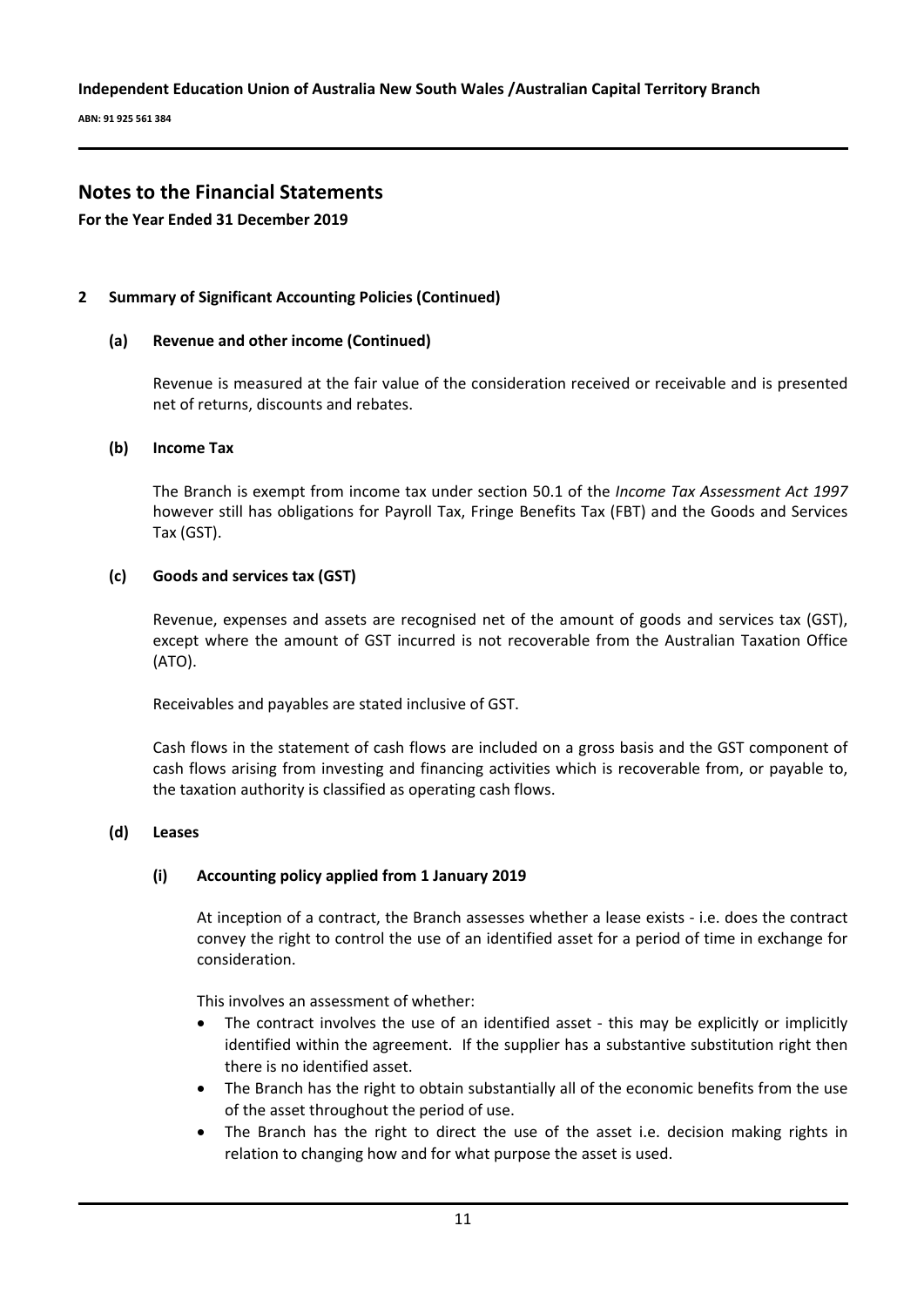## Notes to the Financial Statements

**For the Year Ended 31 December 2019**

### 2 Summary of Significant Accounting Policies (Continued)

#### (a) Revenue and other income (Continued)

Revenue is measured at the fair value of the consideration received or receivable and is presented net of returns, discounts and rebates.

#### (b) Income Tax

The Branch is exempt from income tax under section 50.1 of the *Income Tax Assessment Act 1997* however still has obligations for Payroll Tax, Fringe Benefits Tax (FBT) and the Goods and Services Tax (GST).

#### (c) Goods and services tax (GST)

Revenue, expenses and assets are recognised net of the amount of goods and services tax (GST), except where the amount of GST incurred is not recoverable from the Australian Taxation Office (ATO).

Receivables and payables are stated inclusive of GST.

Cash flows in the statement of cash flows are included on a gross basis and the GST component of cash flows arising from investing and financing activities which is recoverable from, or payable to, the taxation authority is classified as operating cash flows.

#### (d) Leases

##### (i) Accounting policy applied from 1 January 2019

At inception of a contract, the Branch assesses whether a lease exists - i.e. does the contract convey the right to control the use of an identified asset for a period of time in exchange for consideration.

This involves an assessment of whether:

- The contract involves the use of an identified asset - this may be explicitly or implicitly identified within the agreement. If the supplier has a substantive substitution right then there is no identified asset.
- The Branch has the right to obtain substantially all of the economic benefits from the use of the asset throughout the period of use.
- The Branch has the right to direct the use of the asset i.e. decision making rights in relation to changing how and for what purpose the asset is used.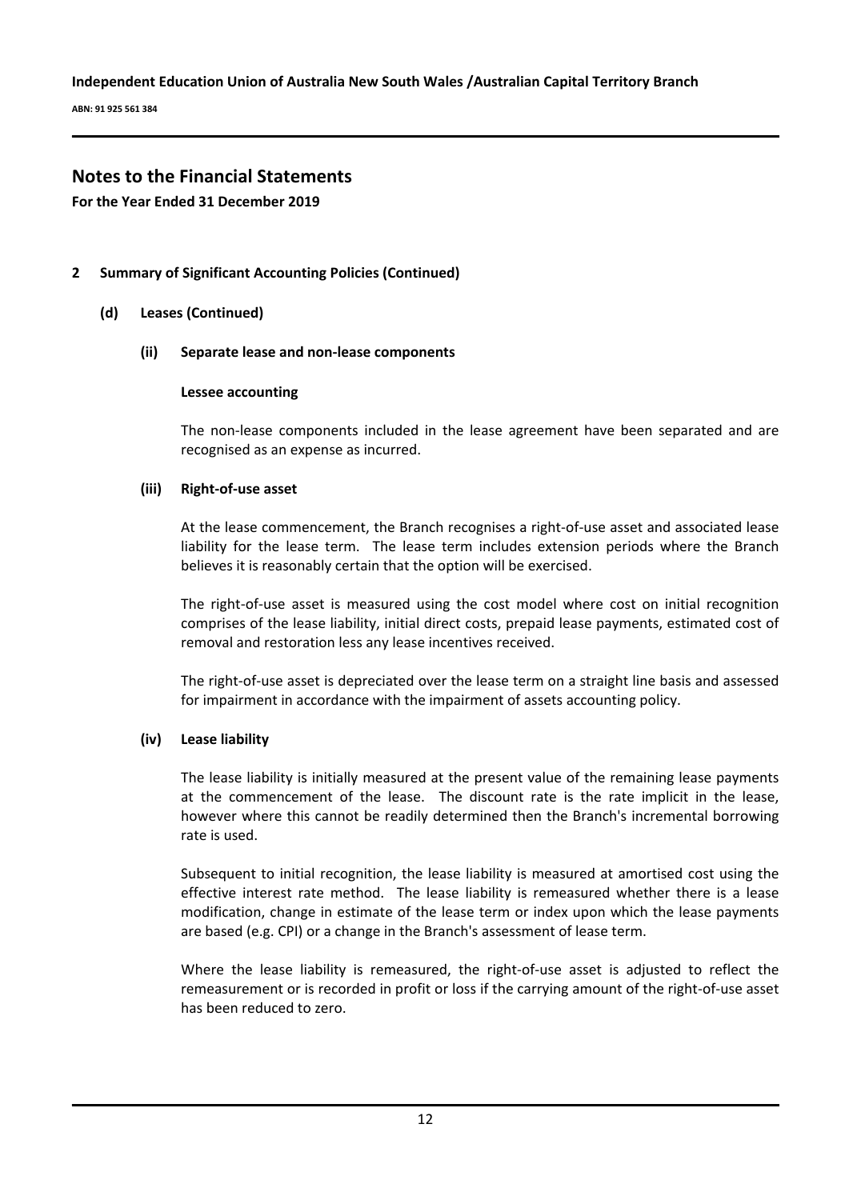## Notes to the Financial Statements

**For the Year Ended 31 December 2019**

### 2 Summary of Significant Accounting Policies (Continued)

#### (d) Leases (Continued)

##### (ii) Separate lease and non-lease components

**Lessee accounting**

The non-lease components included in the lease agreement have been separated and are recognised as an expense as incurred.

##### (iii) Right-of-use asset

At the lease commencement, the Branch recognises a right-of-use asset and associated lease liability for the lease term. The lease term includes extension periods where the Branch believes it is reasonably certain that the option will be exercised.

The right-of-use asset is measured using the cost model where cost on initial recognition comprises of the lease liability, initial direct costs, prepaid lease payments, estimated cost of removal and restoration less any lease incentives received.

The right-of-use asset is depreciated over the lease term on a straight line basis and assessed for impairment in accordance with the impairment of assets accounting policy.

##### (iv) Lease liability

The lease liability is initially measured at the present value of the remaining lease payments at the commencement of the lease. The discount rate is the rate implicit in the lease, however where this cannot be readily determined then the Branch's incremental borrowing rate is used.

Subsequent to initial recognition, the lease liability is measured at amortised cost using the effective interest rate method. The lease liability is remeasured whether there is a lease modification, change in estimate of the lease term or index upon which the lease payments are based (e.g. CPI) or a change in the Branch's assessment of lease term.

Where the lease liability is remeasured, the right-of-use asset is adjusted to reflect the remeasurement or is recorded in profit or loss if the carrying amount of the right-of-use asset has been reduced to zero.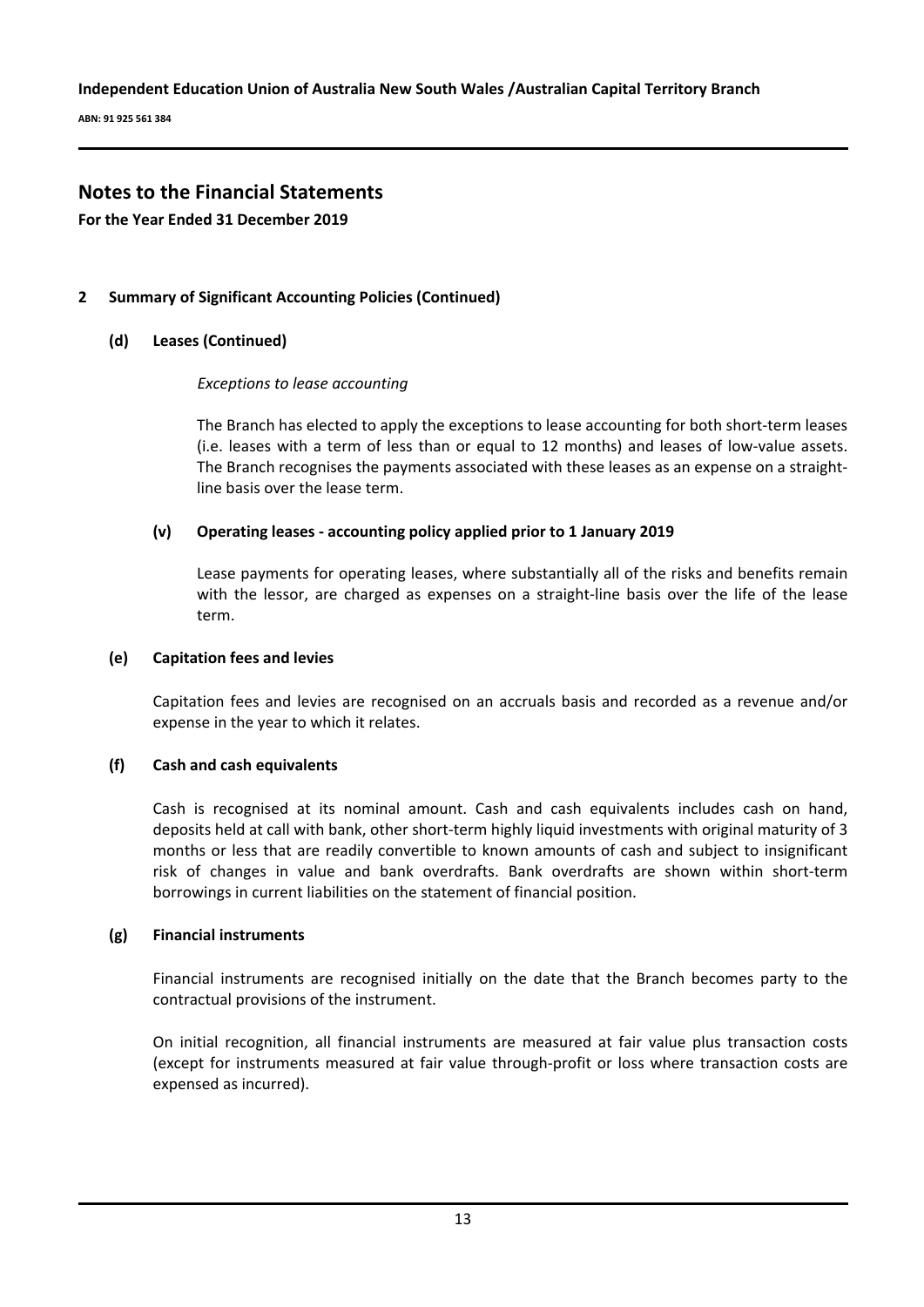## Notes to the Financial Statements

**For the Year Ended 31 December 2019**

### 2 Summary of Significant Accounting Policies (Continued)

#### (d) Leases (Continued)

*Exceptions to lease accounting*

The Branch has elected to apply the exceptions to lease accounting for both short-term leases (i.e. leases with a term of less than or equal to 12 months) and leases of low-value assets. The Branch recognises the payments associated with these leases as an expense on a straight-line basis over the lease term.

#### (v) Operating leases - accounting policy applied prior to 1 January 2019

Lease payments for operating leases, where substantially all of the risks and benefits remain with the lessor, are charged as expenses on a straight-line basis over the life of the lease term.

#### (e) Capitation fees and levies

Capitation fees and levies are recognised on an accruals basis and recorded as a revenue and/or expense in the year to which it relates.

#### (f) Cash and cash equivalents

Cash is recognised at its nominal amount. Cash and cash equivalents includes cash on hand, deposits held at call with bank, other short-term highly liquid investments with original maturity of 3 months or less that are readily convertible to known amounts of cash and subject to insignificant risk of changes in value and bank overdrafts. Bank overdrafts are shown within short-term borrowings in current liabilities on the statement of financial position.

#### (g) Financial instruments

Financial instruments are recognised initially on the date that the Branch becomes party to the contractual provisions of the instrument.

On initial recognition, all financial instruments are measured at fair value plus transaction costs (except for instruments measured at fair value through-profit or loss where transaction costs are expensed as incurred).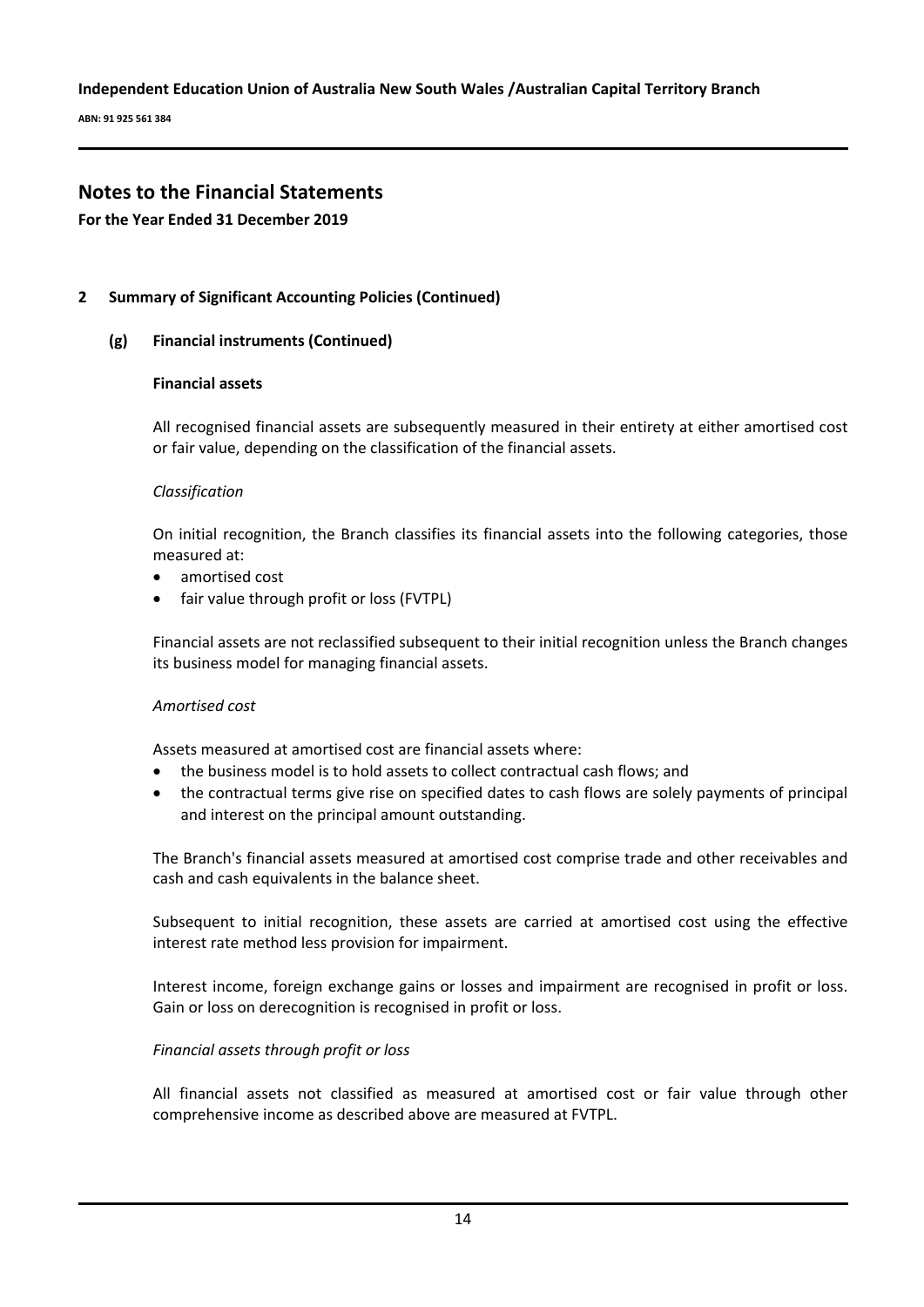## Notes to the Financial Statements

**For the Year Ended 31 December 2019**

### 2 Summary of Significant Accounting Policies (Continued)

#### (g) Financial instruments (Continued)

**Financial assets**

All recognised financial assets are subsequently measured in their entirety at either amortised cost or fair value, depending on the classification of the financial assets.

*Classification*

On initial recognition, the Branch classifies its financial assets into the following categories, those measured at:

- amortised cost
- fair value through profit or loss (FVTPL)

Financial assets are not reclassified subsequent to their initial recognition unless the Branch changes its business model for managing financial assets.

*Amortised cost*

Assets measured at amortised cost are financial assets where:

- the business model is to hold assets to collect contractual cash flows; and
- the contractual terms give rise on specified dates to cash flows are solely payments of principal and interest on the principal amount outstanding.

The Branch's financial assets measured at amortised cost comprise trade and other receivables and cash and cash equivalents in the balance sheet.

Subsequent to initial recognition, these assets are carried at amortised cost using the effective interest rate method less provision for impairment.

Interest income, foreign exchange gains or losses and impairment are recognised in profit or loss. Gain or loss on derecognition is recognised in profit or loss.

*Financial assets through profit or loss*

All financial assets not classified as measured at amortised cost or fair value through other comprehensive income as described above are measured at FVTPL.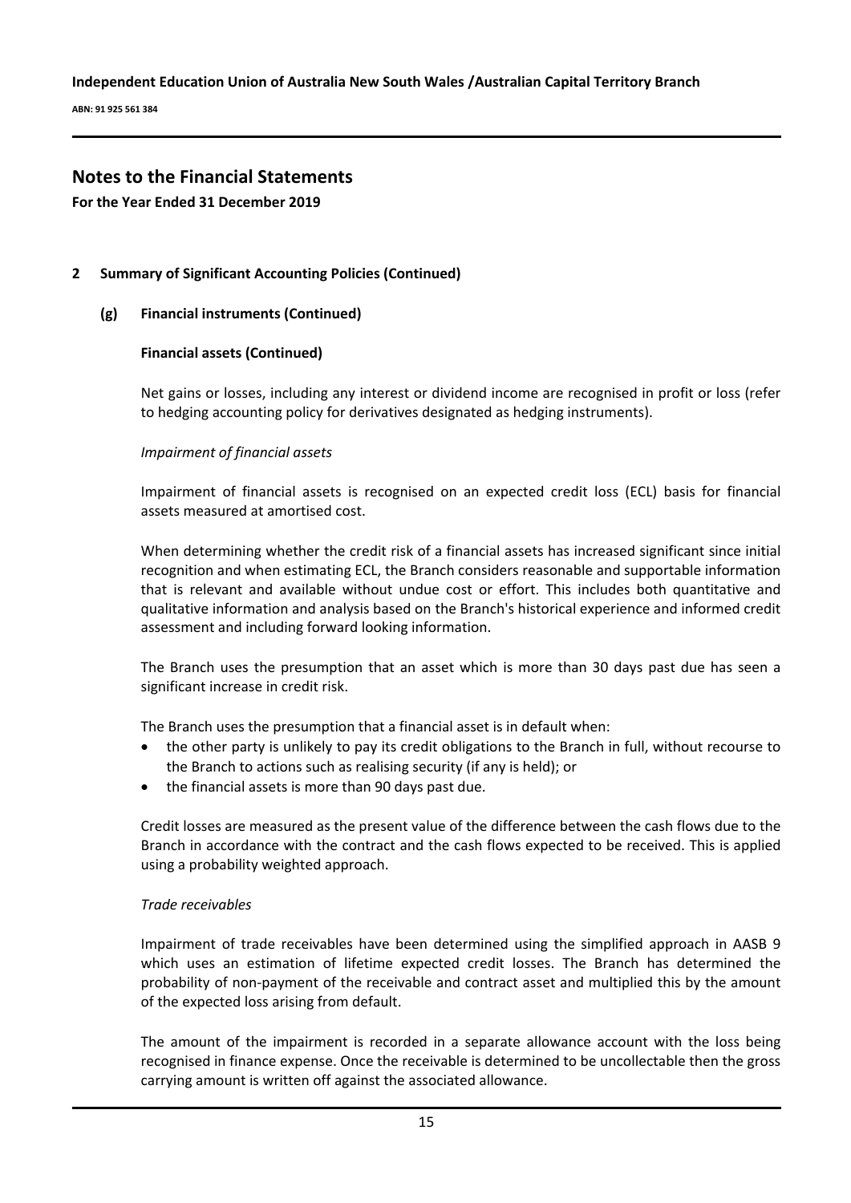## Notes to the Financial Statements

**For the Year Ended 31 December 2019**

### 2 Summary of Significant Accounting Policies (Continued)

#### (g) Financial instruments (Continued)

**Financial assets (Continued)**

Net gains or losses, including any interest or dividend income are recognised in profit or loss (refer to hedging accounting policy for derivatives designated as hedging instruments).

*Impairment of financial assets*

Impairment of financial assets is recognised on an expected credit loss (ECL) basis for financial assets measured at amortised cost.

When determining whether the credit risk of a financial assets has increased significant since initial recognition and when estimating ECL, the Branch considers reasonable and supportable information that is relevant and available without undue cost or effort. This includes both quantitative and qualitative information and analysis based on the Branch's historical experience and informed credit assessment and including forward looking information.

The Branch uses the presumption that an asset which is more than 30 days past due has seen a significant increase in credit risk.

The Branch uses the presumption that a financial asset is in default when:

- the other party is unlikely to pay its credit obligations to the Branch in full, without recourse to the Branch to actions such as realising security (if any is held); or
- the financial assets is more than 90 days past due.

Credit losses are measured as the present value of the difference between the cash flows due to the Branch in accordance with the contract and the cash flows expected to be received. This is applied using a probability weighted approach.

*Trade receivables*

Impairment of trade receivables have been determined using the simplified approach in AASB 9 which uses an estimation of lifetime expected credit losses. The Branch has determined the probability of non-payment of the receivable and contract asset and multiplied this by the amount of the expected loss arising from default.

The amount of the impairment is recorded in a separate allowance account with the loss being recognised in finance expense. Once the receivable is determined to be uncollectable then the gross carrying amount is written off against the associated allowance.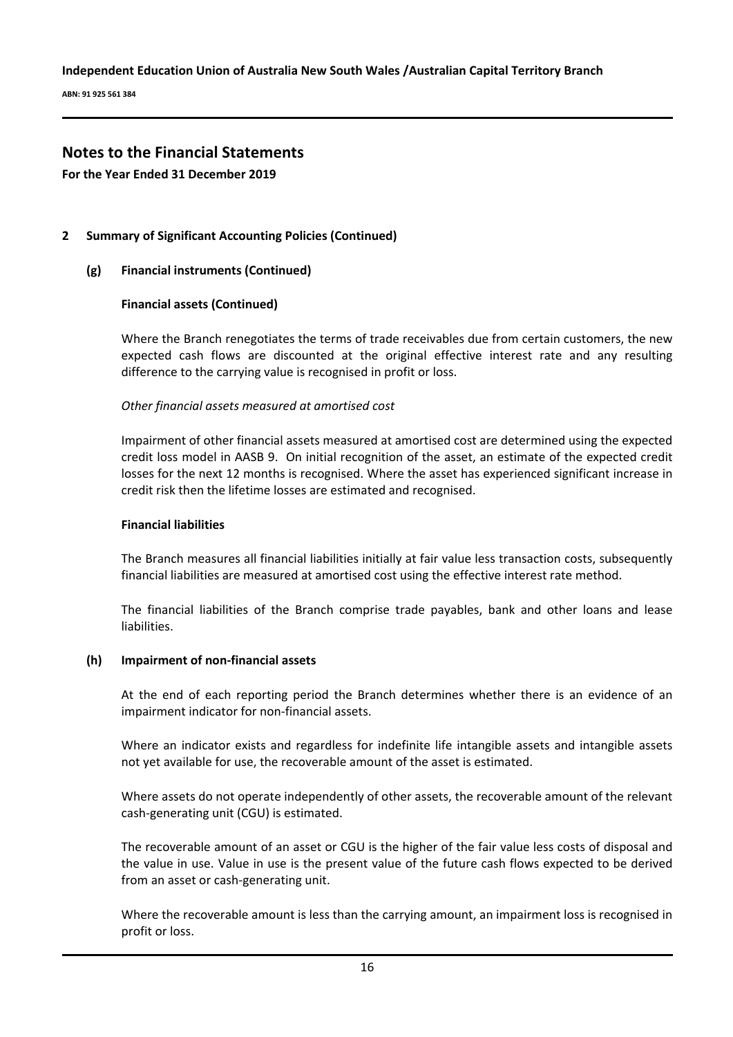# Notes to the Financial Statements

**For the Year Ended 31 December 2019**

## 2 Summary of Significant Accounting Policies (Continued)

### (g) Financial instruments (Continued)

**Financial assets (Continued)**

Where the Branch renegotiates the terms of trade receivables due from certain customers, the new expected cash flows are discounted at the original effective interest rate and any resulting difference to the carrying value is recognised in profit or loss.

*Other financial assets measured at amortised cost*

Impairment of other financial assets measured at amortised cost are determined using the expected credit loss model in AASB 9. On initial recognition of the asset, an estimate of the expected credit losses for the next 12 months is recognised. Where the asset has experienced significant increase in credit risk then the lifetime losses are estimated and recognised.

**Financial liabilities**

The Branch measures all financial liabilities initially at fair value less transaction costs, subsequently financial liabilities are measured at amortised cost using the effective interest rate method.

The financial liabilities of the Branch comprise trade payables, bank and other loans and lease liabilities.

### (h) Impairment of non-financial assets

At the end of each reporting period the Branch determines whether there is an evidence of an impairment indicator for non-financial assets.

Where an indicator exists and regardless for indefinite life intangible assets and intangible assets not yet available for use, the recoverable amount of the asset is estimated.

Where assets do not operate independently of other assets, the recoverable amount of the relevant cash-generating unit (CGU) is estimated.

The recoverable amount of an asset or CGU is the higher of the fair value less costs of disposal and the value in use. Value in use is the present value of the future cash flows expected to be derived from an asset or cash-generating unit.

Where the recoverable amount is less than the carrying amount, an impairment loss is recognised in profit or loss.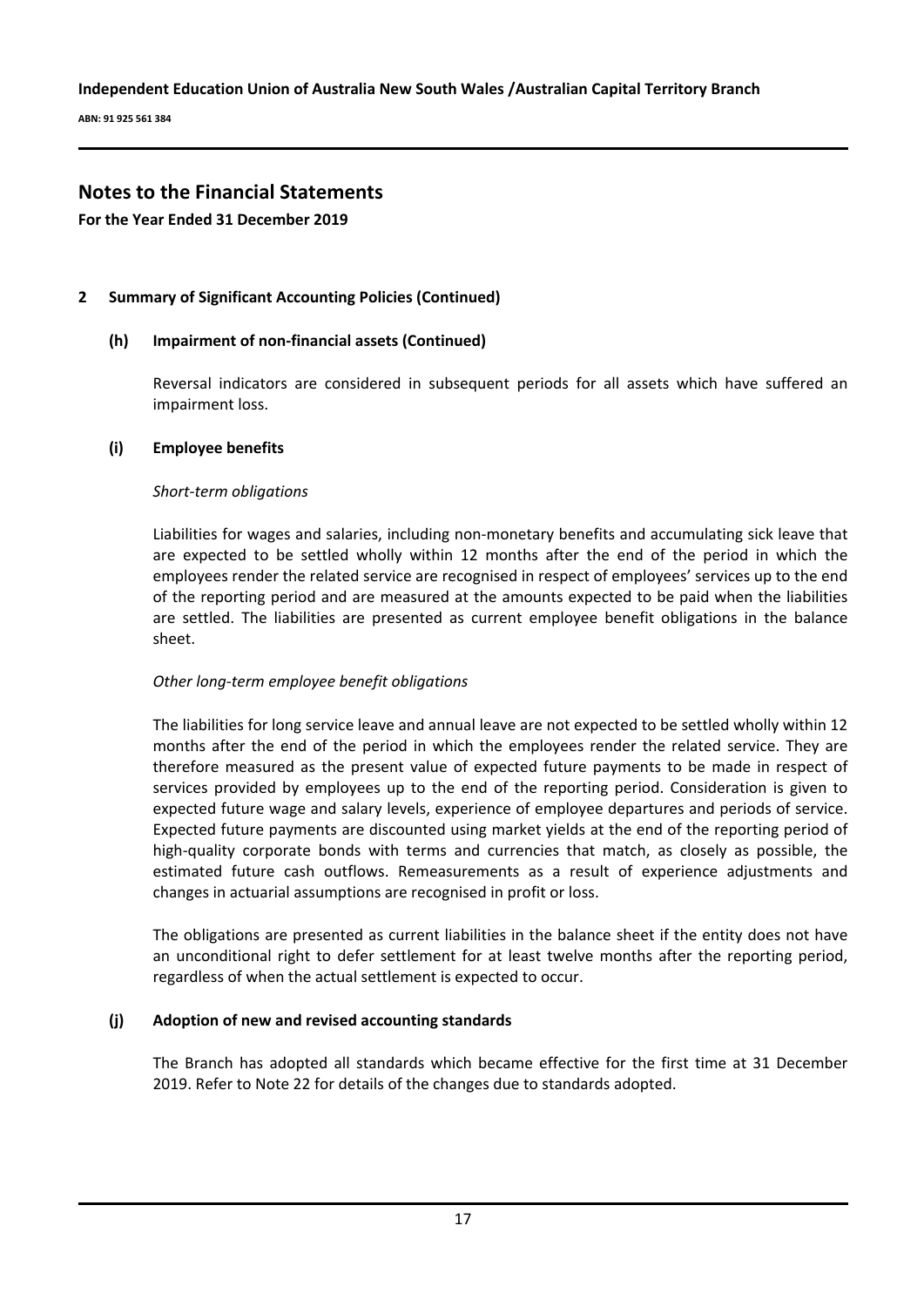# Notes to the Financial Statements

**For the Year Ended 31 December 2019**

## 2 Summary of Significant Accounting Policies (Continued)

### (h) Impairment of non-financial assets (Continued)

Reversal indicators are considered in subsequent periods for all assets which have suffered an impairment loss.

### (i) Employee benefits

*Short-term obligations*

Liabilities for wages and salaries, including non-monetary benefits and accumulating sick leave that are expected to be settled wholly within 12 months after the end of the period in which the employees render the related service are recognised in respect of employees' services up to the end of the reporting period and are measured at the amounts expected to be paid when the liabilities are settled. The liabilities are presented as current employee benefit obligations in the balance sheet.

*Other long-term employee benefit obligations*

The liabilities for long service leave and annual leave are not expected to be settled wholly within 12 months after the end of the period in which the employees render the related service. They are therefore measured as the present value of expected future payments to be made in respect of services provided by employees up to the end of the reporting period. Consideration is given to expected future wage and salary levels, experience of employee departures and periods of service. Expected future payments are discounted using market yields at the end of the reporting period of high-quality corporate bonds with terms and currencies that match, as closely as possible, the estimated future cash outflows. Remeasurements as a result of experience adjustments and changes in actuarial assumptions are recognised in profit or loss.

The obligations are presented as current liabilities in the balance sheet if the entity does not have an unconditional right to defer settlement for at least twelve months after the reporting period, regardless of when the actual settlement is expected to occur.

### (j) Adoption of new and revised accounting standards

The Branch has adopted all standards which became effective for the first time at 31 December 2019. Refer to Note 22 for details of the changes due to standards adopted.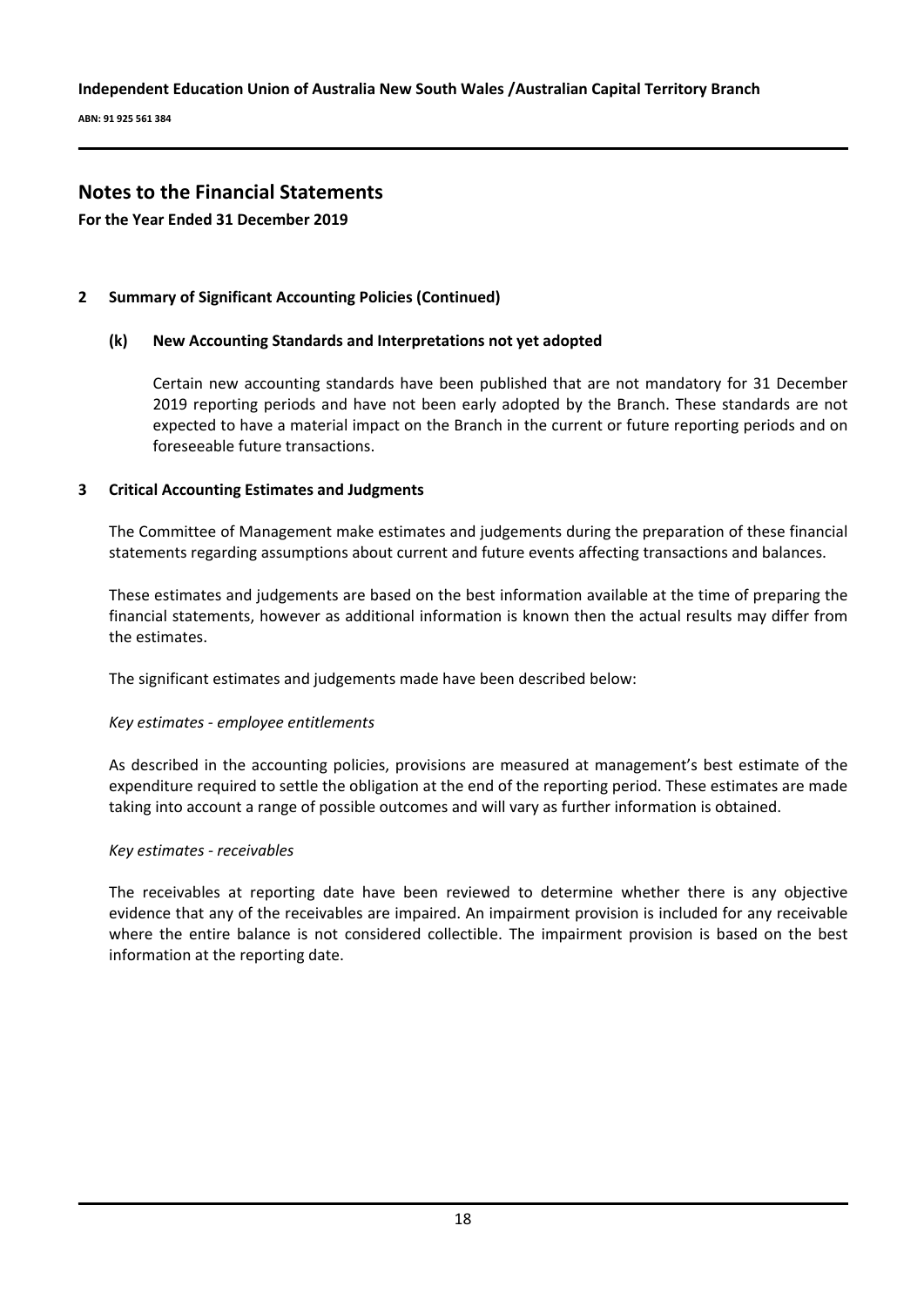## Notes to the Financial Statements

**For the Year Ended 31 December 2019**

### 2 Summary of Significant Accounting Policies (Continued)

#### (k) New Accounting Standards and Interpretations not yet adopted

Certain new accounting standards have been published that are not mandatory for 31 December 2019 reporting periods and have not been early adopted by the Branch. These standards are not expected to have a material impact on the Branch in the current or future reporting periods and on foreseeable future transactions.

### 3 Critical Accounting Estimates and Judgments

The Committee of Management make estimates and judgements during the preparation of these financial statements regarding assumptions about current and future events affecting transactions and balances.

These estimates and judgements are based on the best information available at the time of preparing the financial statements, however as additional information is known then the actual results may differ from the estimates.

The significant estimates and judgements made have been described below:

*Key estimates - employee entitlements*

As described in the accounting policies, provisions are measured at management's best estimate of the expenditure required to settle the obligation at the end of the reporting period. These estimates are made taking into account a range of possible outcomes and will vary as further information is obtained.

*Key estimates - receivables*

The receivables at reporting date have been reviewed to determine whether there is any objective evidence that any of the receivables are impaired. An impairment provision is included for any receivable where the entire balance is not considered collectible. The impairment provision is based on the best information at the reporting date.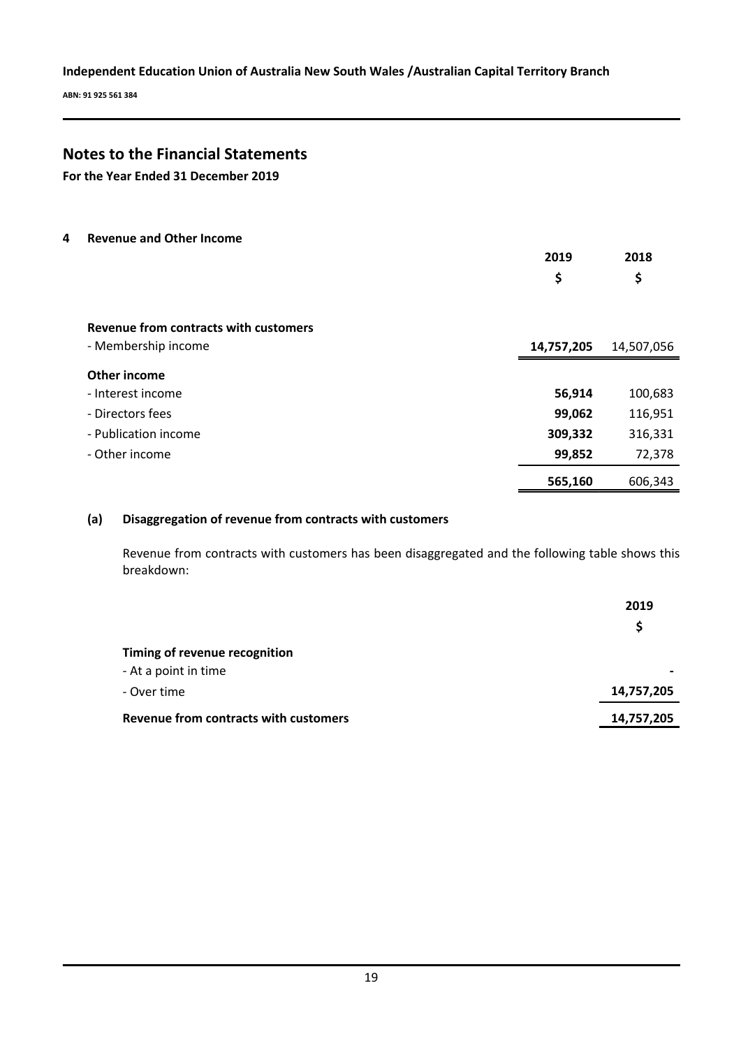Independent Education Union of Australia New South Wales /Australian Capital Territory Branch

ABN: 91 925 561 384

## Notes to the Financial Statements

**For the Year Ended 31 December 2019**

### 4 Revenue and Other Income

| | 2019 | 2018 |
|---|---|---|
| | $ | $ |
| **Revenue from contracts with customers** | | |
| - Membership income | **14,757,205** | 14,507,056 |
| **Other income** | | |
| - Interest income | **56,914** | 100,683 |
| - Directors fees | **99,062** | 116,951 |
| - Publication income | **309,332** | 316,331 |
| - Other income | **99,852** | 72,378 |
| | **565,160** | 606,343 |

#### (a) Disaggregation of revenue from contracts with customers

Revenue from contracts with customers has been disaggregated and the following table shows this breakdown:

| | 2019 |
|---|---|
| | $ |
| **Timing of revenue recognition** | |
| - At a point in time | **-** |
| - Over time | **14,757,205** |
| **Revenue from contracts with customers** | **14,757,205** |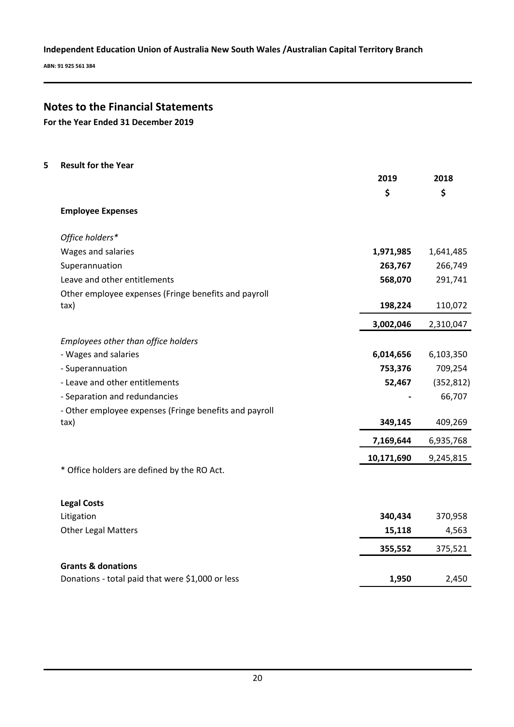# Notes to the Financial Statements

**For the Year Ended 31 December 2019**

## 5 Result for the Year

| | 2019 | 2018 |
|---|---|---|
| | $ | $ |
| **Employee Expenses** | | |
| *Office holders** | | |
| Wages and salaries | **1,971,985** | 1,641,485 |
| Superannuation | **263,767** | 266,749 |
| Leave and other entitlements | **568,070** | 291,741 |
| Other employee expenses (Fringe benefits and payroll tax) | **198,224** | 110,072 |
| | **3,002,046** | 2,310,047 |
| *Employees other than office holders* | | |
| - Wages and salaries | **6,014,656** | 6,103,350 |
| - Superannuation | **753,376** | 709,254 |
| - Leave and other entitlements | **52,467** | (352,812) |
| - Separation and redundancies | **-** | 66,707 |
| - Other employee expenses (Fringe benefits and payroll tax) | **349,145** | 409,269 |
| | **7,169,644** | 6,935,768 |
| | **10,171,690** | 9,245,815 |

* Office holders are defined by the RO Act.

| | 2019 | 2018 |
|---|---|---|
| **Legal Costs** | | |
| Litigation | **340,434** | 370,958 |
| Other Legal Matters | **15,118** | 4,563 |
| | **355,552** | 375,521 |
| **Grants & donations** | | |
| Donations - total paid that were $1,000 or less | **1,950** | 2,450 |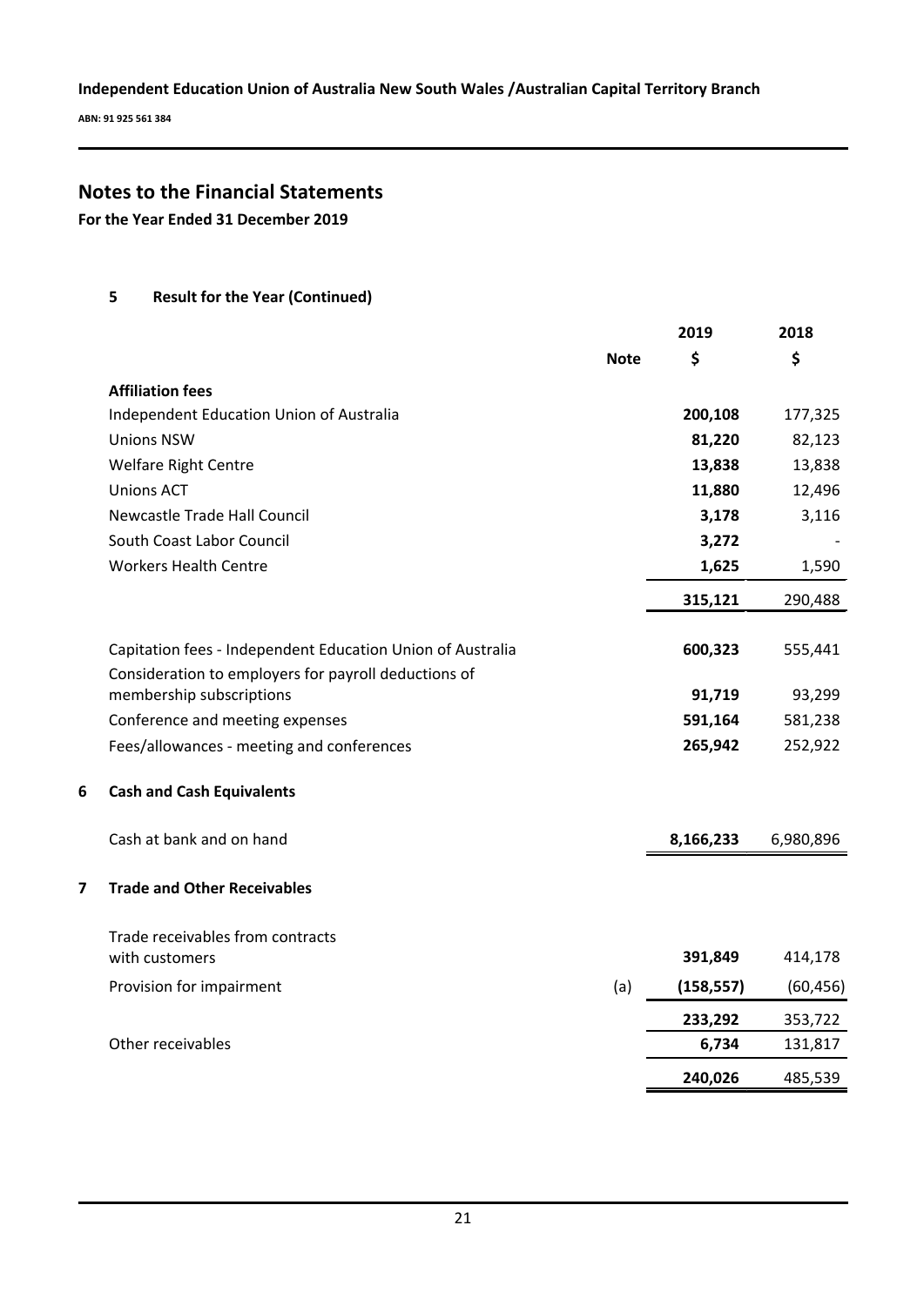## Notes to the Financial Statements

**For the Year Ended 31 December 2019**

### 5 Result for the Year (Continued)

| | Note | 2019 $ | 2018 $ |
|---|---|---|---|
| **Affiliation fees** | | | |
| Independent Education Union of Australia | | **200,108** | 177,325 |
| Unions NSW | | **81,220** | 82,123 |
| Welfare Right Centre | | **13,838** | 13,838 |
| Unions ACT | | **11,880** | 12,496 |
| Newcastle Trade Hall Council | | **3,178** | 3,116 |
| South Coast Labor Council | | **3,272** | - |
| Workers Health Centre | | **1,625** | 1,590 |
| | | **315,121** | 290,488 |
| Capitation fees - Independent Education Union of Australia | | **600,323** | 555,441 |
| Consideration to employers for payroll deductions of membership subscriptions | | **91,719** | 93,299 |
| Conference and meeting expenses | | **591,164** | 581,238 |
| Fees/allowances - meeting and conferences | | **265,942** | 252,922 |

### 6 Cash and Cash Equivalents

| | 2019 $ | 2018 $ |
|---|---|---|
| Cash at bank and on hand | **8,166,233** | 6,980,896 |

### 7 Trade and Other Receivables

| | Note | 2019 $ | 2018 $ |
|---|---|---|---|
| Trade receivables from contracts with customers | | **391,849** | 414,178 |
| Provision for impairment | (a) | **(158,557)** | (60,456) |
| | | **233,292** | 353,722 |
| Other receivables | | **6,734** | 131,817 |
| | | **240,026** | 485,539 |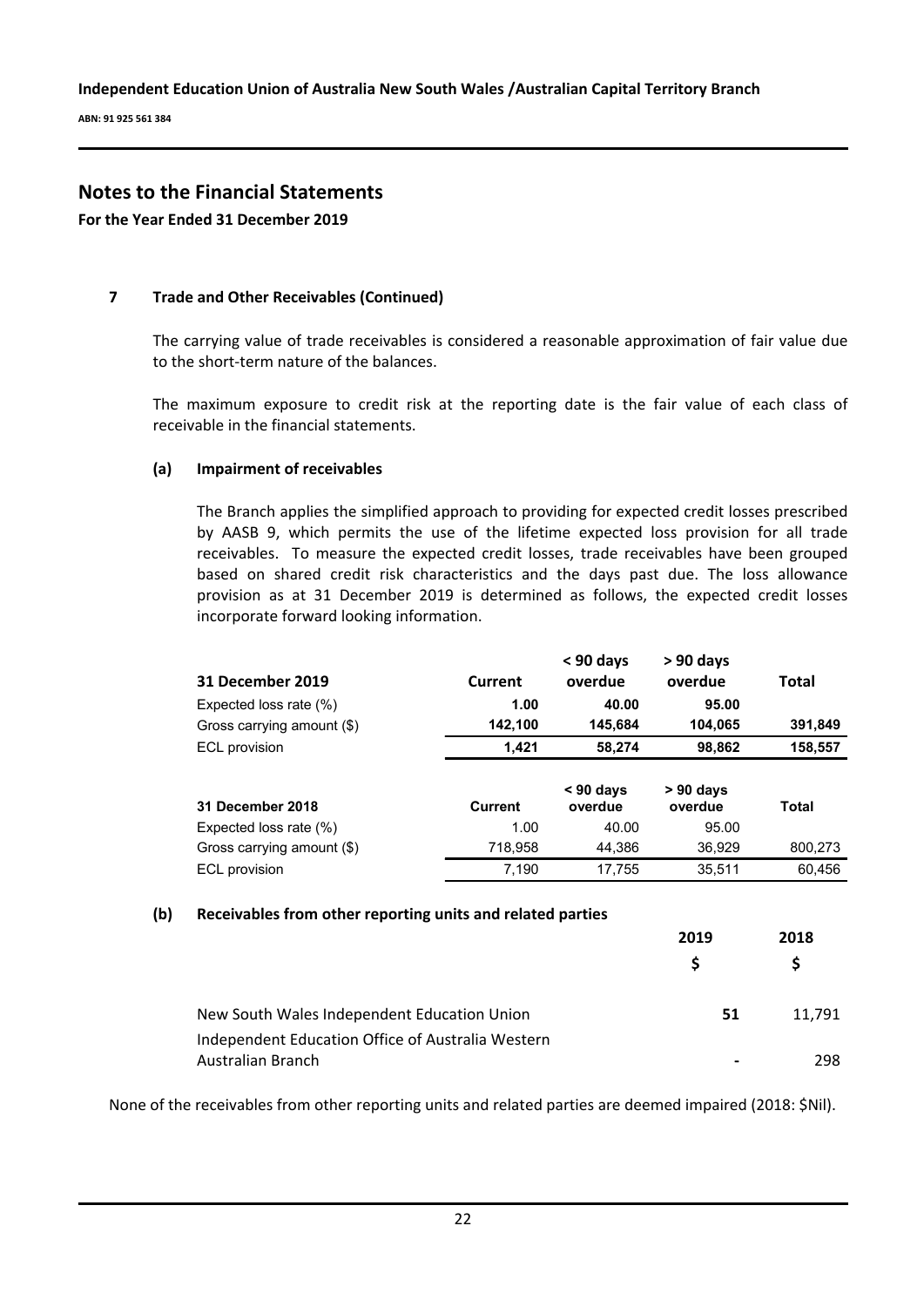# Notes to the Financial Statements

**For the Year Ended 31 December 2019**

## 7 Trade and Other Receivables (Continued)

The carrying value of trade receivables is considered a reasonable approximation of fair value due to the short-term nature of the balances.

The maximum exposure to credit risk at the reporting date is the fair value of each class of receivable in the financial statements.

### (a) Impairment of receivables

The Branch applies the simplified approach to providing for expected credit losses prescribed by AASB 9, which permits the use of the lifetime expected loss provision for all trade receivables. To measure the expected credit losses, trade receivables have been grouped based on shared credit risk characteristics and the days past due. The loss allowance provision as at 31 December 2019 is determined as follows, the expected credit losses incorporate forward looking information.

| **31 December 2019** | **Current** | **< 90 days overdue** | **> 90 days overdue** | **Total** |
|---|---|---|---|---|
| Expected loss rate (%) | **1.00** | **40.00** | **95.00** | |
| Gross carrying amount ($) | **142,100** | **145,684** | **104,065** | **391,849** |
| ECL provision | **1,421** | **58,274** | **98,862** | **158,557** |

| **31 December 2018** | **Current** | **< 90 days overdue** | **> 90 days overdue** | **Total** |
|---|---|---|---|---|
| Expected loss rate (%) | 1.00 | 40.00 | 95.00 | |
| Gross carrying amount ($) | 718,958 | 44,386 | 36,929 | 800,273 |
| ECL provision | 7,190 | 17,755 | 35,511 | 60,456 |

### (b) Receivables from other reporting units and related parties

| | 2019 | 2018 |
|---|---|---|
| | $ | $ |
| New South Wales Independent Education Union | **51** | 11,791 |
| Independent Education Office of Australia Western Australian Branch | **-** | 298 |

None of the receivables from other reporting units and related parties are deemed impaired (2018: $Nil).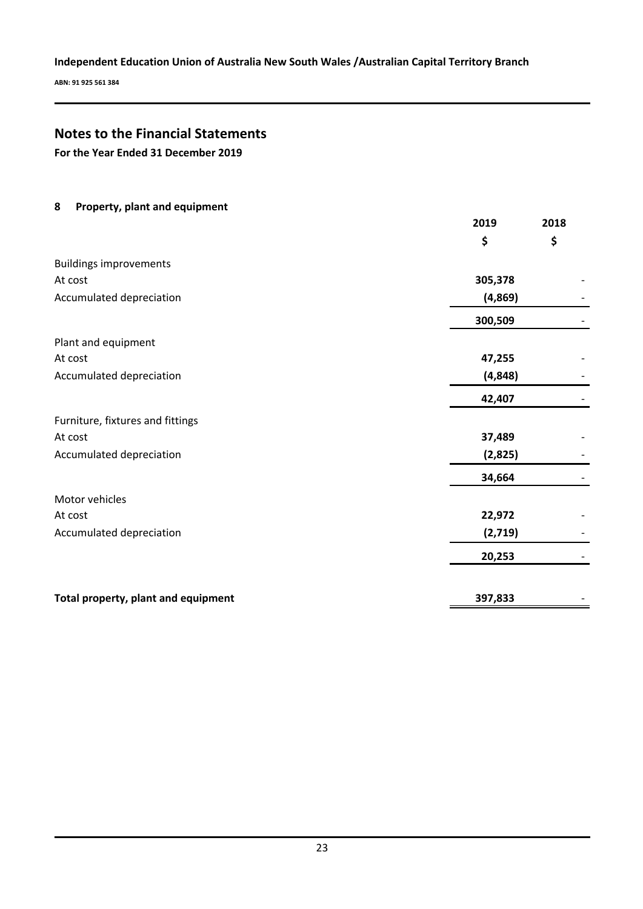# Notes to the Financial Statements

**For the Year Ended 31 December 2019**

## 8 Property, plant and equipment

| | 2019 | 2018 |
|---|---|---|
| | $ | $ |
| Buildings improvements | | |
| At cost | **305,378** | - |
| Accumulated depreciation | **(4,869)** | - |
| | **300,509** | - |
| Plant and equipment | | |
| At cost | **47,255** | - |
| Accumulated depreciation | **(4,848)** | - |
| | **42,407** | - |
| Furniture, fixtures and fittings | | |
| At cost | **37,489** | - |
| Accumulated depreciation | **(2,825)** | - |
| | **34,664** | - |
| Motor vehicles | | |
| At cost | **22,972** | - |
| Accumulated depreciation | **(2,719)** | - |
| | **20,253** | - |
| **Total property, plant and equipment** | **397,833** | - |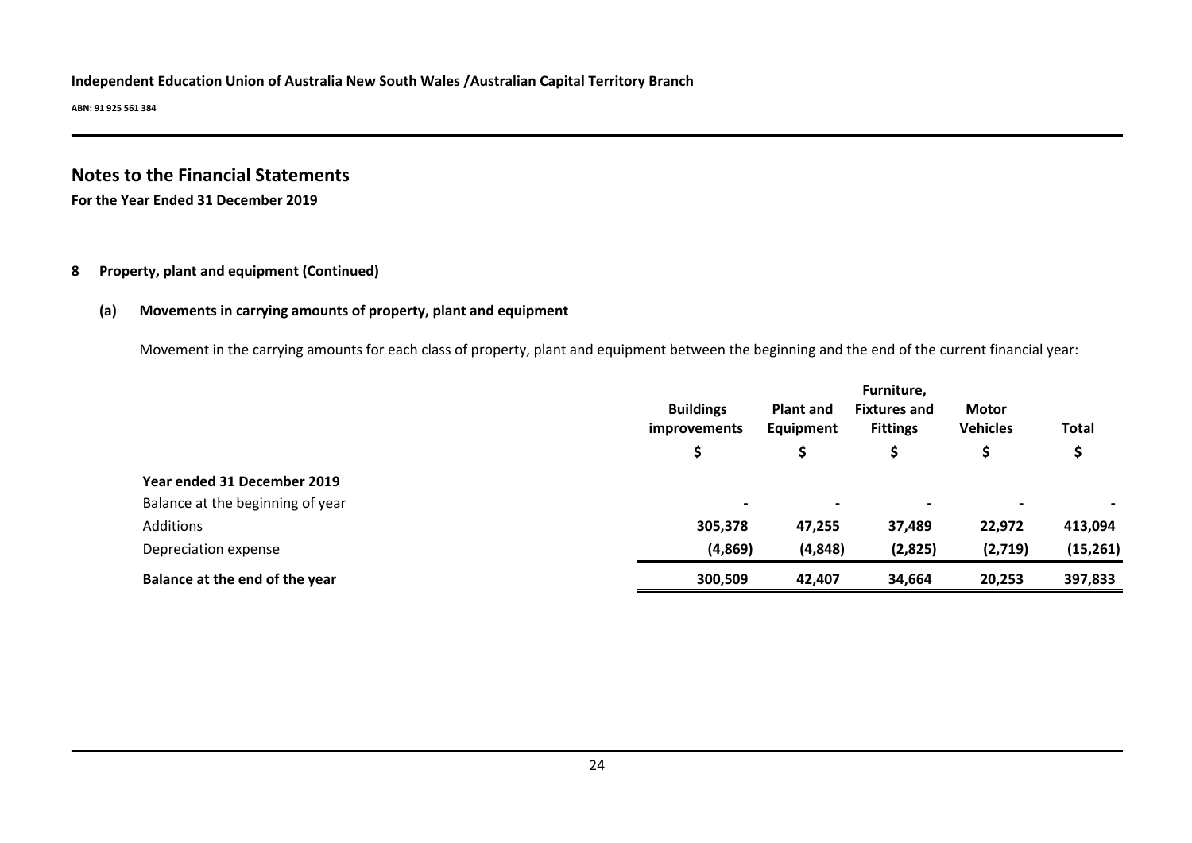**Independent Education Union of Australia New South Wales /Australian Capital Territory Branch**

**ABN: 91 925 561 384**

## Notes to the Financial Statements

**For the Year Ended 31 December 2019**

### 8 Property, plant and equipment (Continued)

#### (a) Movements in carrying amounts of property, plant and equipment

Movement in the carrying amounts for each class of property, plant and equipment between the beginning and the end of the current financial year:

| | Buildings improvements | Plant and Equipment | Furniture, Fixtures and Fittings | Motor Vehicles | Total |
|---|---|---|---|---|---|
| | $ | $ | $ | $ | $ |
| **Year ended 31 December 2019** | | | | | |
| Balance at the beginning of year | - | - | - | - | - |
| Additions | **305,378** | **47,255** | **37,489** | **22,972** | **413,094** |
| Depreciation expense | **(4,869)** | **(4,848)** | **(2,825)** | **(2,719)** | **(15,261)** |
| **Balance at the end of the year** | **300,509** | **42,407** | **34,664** | **20,253** | **397,833** |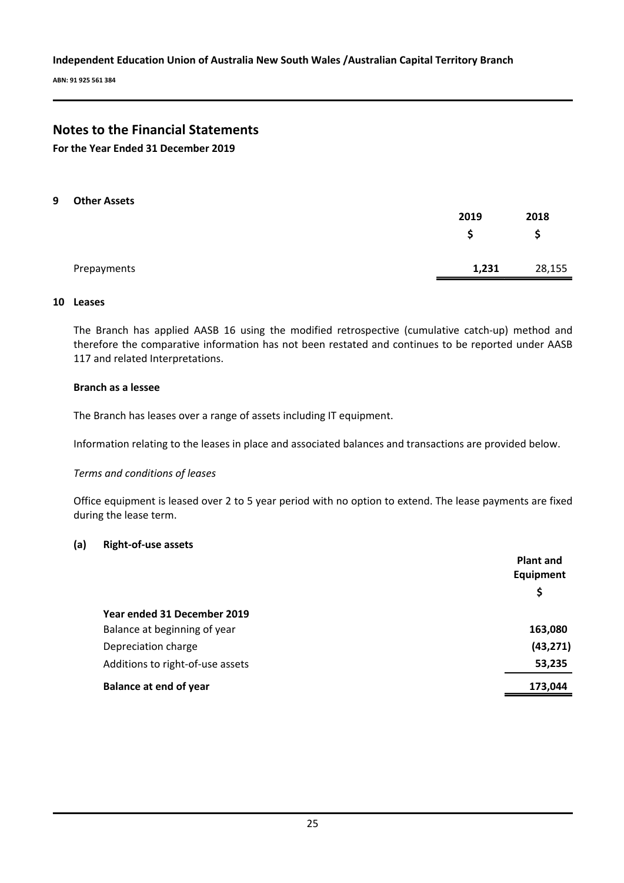## Notes to the Financial Statements

**For the Year Ended 31 December 2019**

### 9 Other Assets

| | 2019<br>$ | 2018<br>$ |
|---|---|---|
| Prepayments | **1,231** | 28,155 |

### 10 Leases

The Branch has applied AASB 16 using the modified retrospective (cumulative catch-up) method and therefore the comparative information has not been restated and continues to be reported under AASB 117 and related Interpretations.

**Branch as a lessee**

The Branch has leases over a range of assets including IT equipment.

Information relating to the leases in place and associated balances and transactions are provided below.

*Terms and conditions of leases*

Office equipment is leased over 2 to 5 year period with no option to extend. The lease payments are fixed during the lease term.

**(a) Right-of-use assets**

| | Plant and Equipment<br>$ |
|---|---|
| **Year ended 31 December 2019** | |
| Balance at beginning of year | **163,080** |
| Depreciation charge | **(43,271)** |
| Additions to right-of-use assets | **53,235** |
| **Balance at end of year** | **173,044** |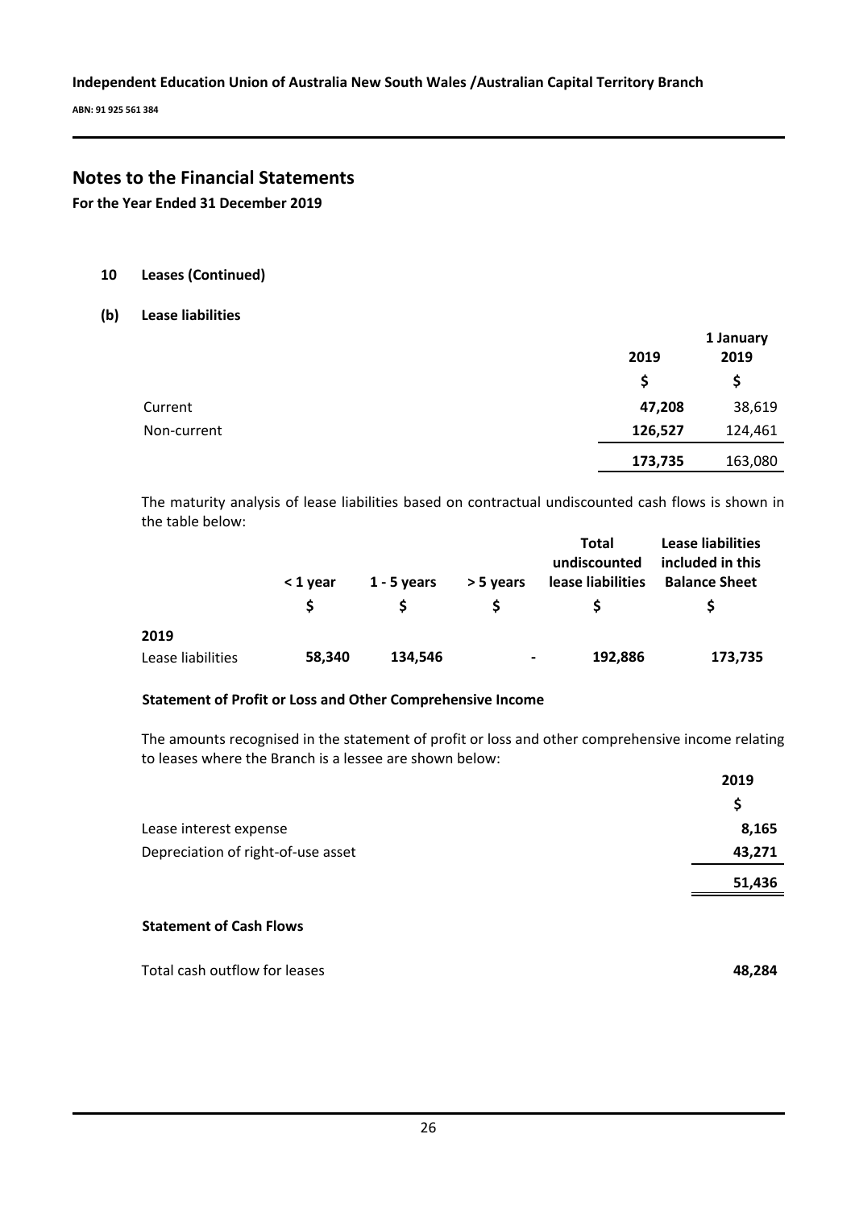## Notes to the Financial Statements

**For the Year Ended 31 December 2019**

### 10 Leases (Continued)

#### (b) Lease liabilities

| | 2019 | 1 January 2019 |
|---|---|---|
| | $ | $ |
| Current | **47,208** | 38,619 |
| Non-current | **126,527** | 124,461 |
| | **173,735** | 163,080 |

The maturity analysis of lease liabilities based on contractual undiscounted cash flows is shown in the table below:

| | < 1 year | 1 - 5 years | > 5 years | Total undiscounted lease liabilities | Lease liabilities included in this Balance Sheet |
|---|---|---|---|---|---|
| | $ | $ | $ | $ | $ |
| **2019** | | | | | |
| Lease liabilities | **58,340** | **134,546** | **-** | **192,886** | **173,735** |

**Statement of Profit or Loss and Other Comprehensive Income**

The amounts recognised in the statement of profit or loss and other comprehensive income relating to leases where the Branch is a lessee are shown below:

| | 2019 |
|---|---|
| | $ |
| Lease interest expense | **8,165** |
| Depreciation of right-of-use asset | **43,271** |
| | **51,436** |

**Statement of Cash Flows**

| | |
|---|---|
| Total cash outflow for leases | **48,284** |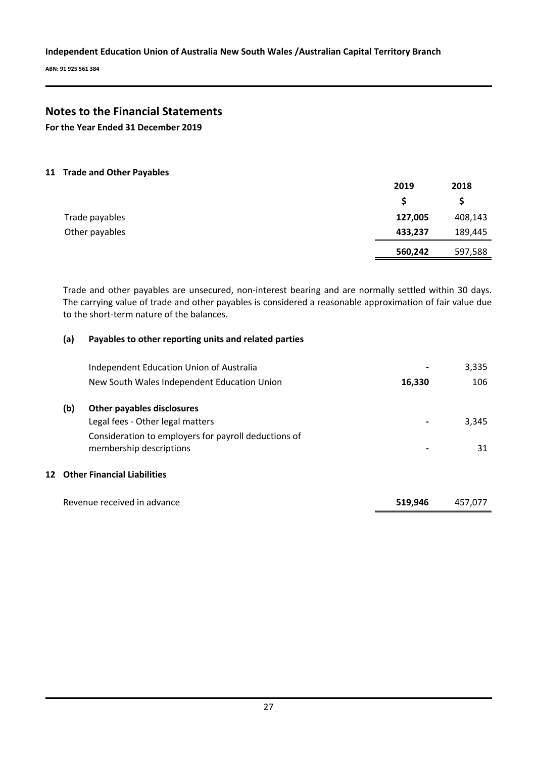# Notes to the Financial Statements

**For the Year Ended 31 December 2019**

## 11 Trade and Other Payables

| | 2019 | 2018 |
|---|---|---|
| | $ | $ |
| Trade payables | **127,005** | 408,143 |
| Other payables | **433,237** | 189,445 |
| | **560,242** | 597,588 |

Trade and other payables are unsecured, non-interest bearing and are normally settled within 30 days. The carrying value of trade and other payables is considered a reasonable approximation of fair value due to the short-term nature of the balances.

### (a) Payables to other reporting units and related parties

| | 2019 | 2018 |
|---|---|---|
| Independent Education Union of Australia | **-** | 3,335 |
| New South Wales Independent Education Union | **16,330** | 106 |

### (b) Other payables disclosures

| | 2019 | 2018 |
|---|---|---|
| Legal fees - Other legal matters | **-** | 3,345 |
| Consideration to employers for payroll deductions of membership descriptions | **-** | 31 |

## 12 Other Financial Liabilities

| | 2019 | 2018 |
|---|---|---|
| Revenue received in advance | **519,946** | 457,077 |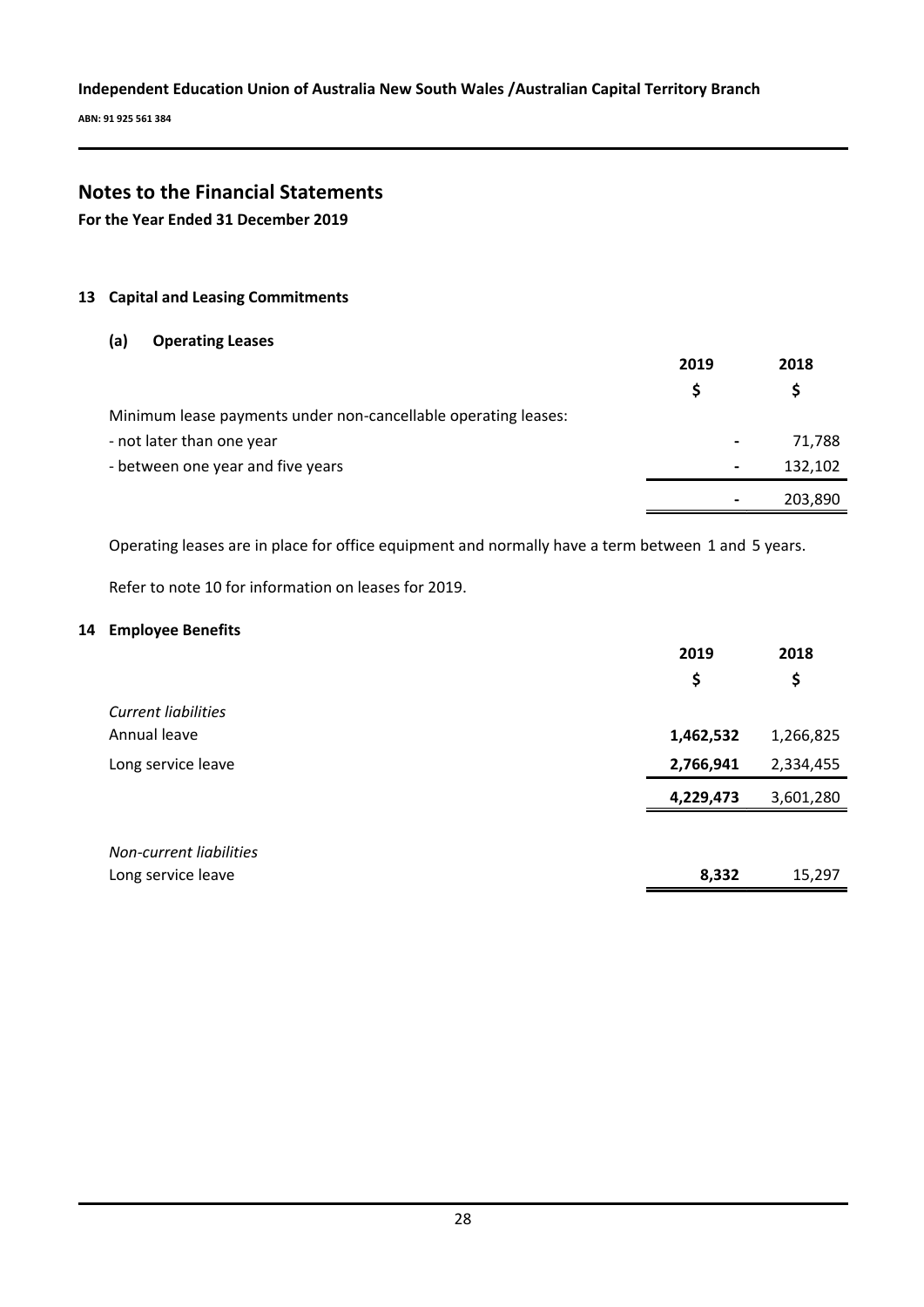Independent Education Union of Australia New South Wales /Australian Capital Territory Branch

ABN: 91 925 561 384

# Notes to the Financial Statements

**For the Year Ended 31 December 2019**

## 13 Capital and Leasing Commitments

### (a) Operating Leases

| | 2019 | 2018 |
|---|---|---|
| | $ | $ |
| Minimum lease payments under non-cancellable operating leases: | | |
| - not later than one year | - | 71,788 |
| - between one year and five years | - | 132,102 |
| | - | 203,890 |

Operating leases are in place for office equipment and normally have a term between 1 and 5 years.

Refer to note 10 for information on leases for 2019.

## 14 Employee Benefits

| | 2019 | 2018 |
|---|---|---|
| | $ | $ |
| *Current liabilities* | | |
| Annual leave | **1,462,532** | 1,266,825 |
| Long service leave | **2,766,941** | 2,334,455 |
| | **4,229,473** | 3,601,280 |
| *Non-current liabilities* | | |
| Long service leave | **8,332** | 15,297 |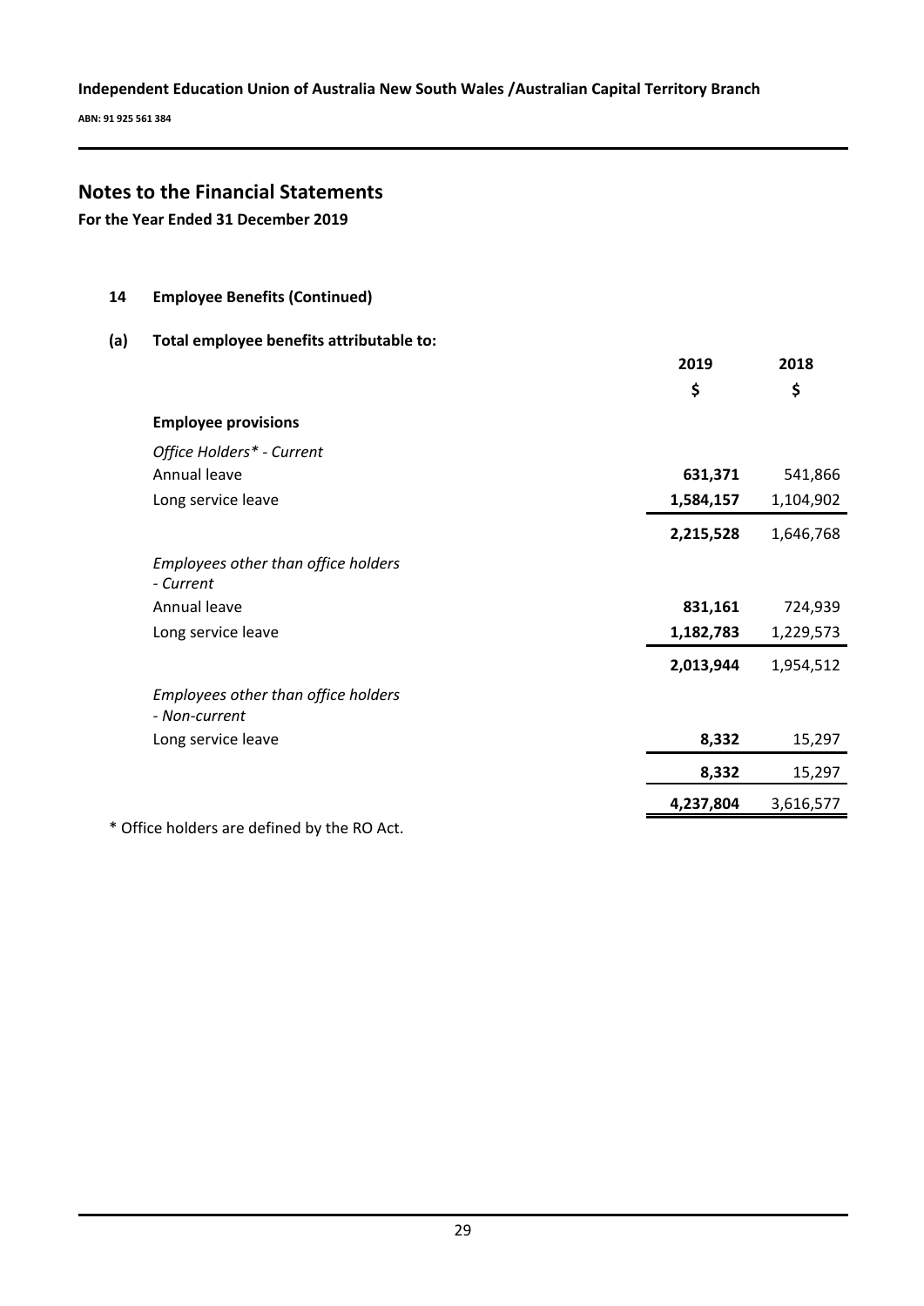# Notes to the Financial Statements

**For the Year Ended 31 December 2019**

## 14 Employee Benefits (Continued)

### (a) Total employee benefits attributable to:

| | 2019 | 2018 |
|---|---|---|
| | $ | $ |
| **Employee provisions** | | |
| *Office Holders\* - Current* | | |
| Annual leave | **631,371** | 541,866 |
| Long service leave | **1,584,157** | 1,104,902 |
| | **2,215,528** | 1,646,768 |
| *Employees other than office holders - Current* | | |
| Annual leave | **831,161** | 724,939 |
| Long service leave | **1,182,783** | 1,229,573 |
| | **2,013,944** | 1,954,512 |
| *Employees other than office holders - Non-current* | | |
| Long service leave | **8,332** | 15,297 |
| | **8,332** | 15,297 |
| | **4,237,804** | 3,616,577 |

\* Office holders are defined by the RO Act.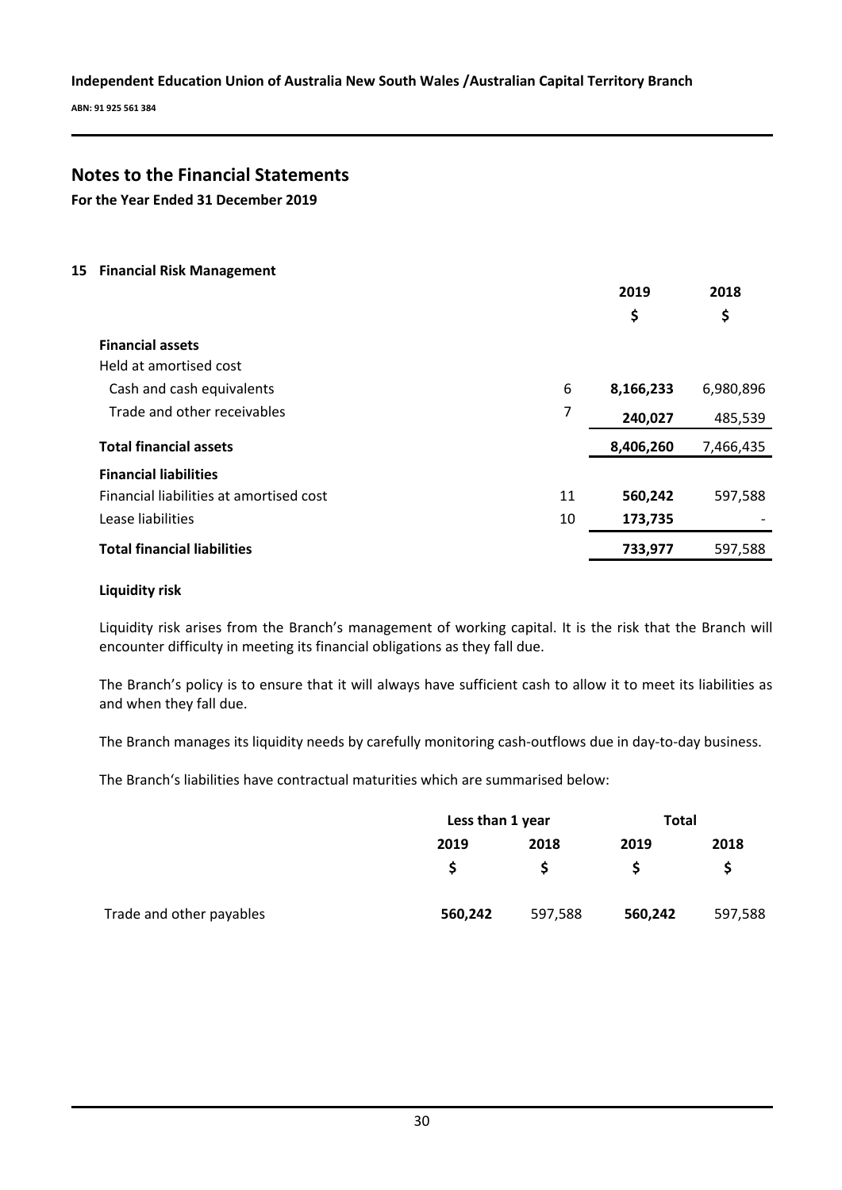## Notes to the Financial Statements

**For the Year Ended 31 December 2019**

### 15 Financial Risk Management

| | | 2019 | 2018 |
|---|---|---|---|
| | | $ | $ |
| **Financial assets** | | | |
| Held at amortised cost | | | |
| Cash and cash equivalents | 6 | **8,166,233** | 6,980,896 |
| Trade and other receivables | 7 | **240,027** | 485,539 |
| **Total financial assets** | | **8,406,260** | 7,466,435 |
| **Financial liabilities** | | | |
| Financial liabilities at amortised cost | 11 | **560,242** | 597,588 |
| Lease liabilities | 10 | **173,735** | - |
| **Total financial liabilities** | | **733,977** | 597,588 |

**Liquidity risk**

Liquidity risk arises from the Branch's management of working capital. It is the risk that the Branch will encounter difficulty in meeting its financial obligations as they fall due.

The Branch's policy is to ensure that it will always have sufficient cash to allow it to meet its liabilities as and when they fall due.

The Branch manages its liquidity needs by carefully monitoring cash-outflows due in day-to-day business.

The Branch's liabilities have contractual maturities which are summarised below:

| | Less than 1 year | | Total | |
|---|---|---|---|---|
| | 2019 | 2018 | 2019 | 2018 |
| | $ | $ | $ | $ |
| Trade and other payables | **560,242** | 597,588 | **560,242** | 597,588 |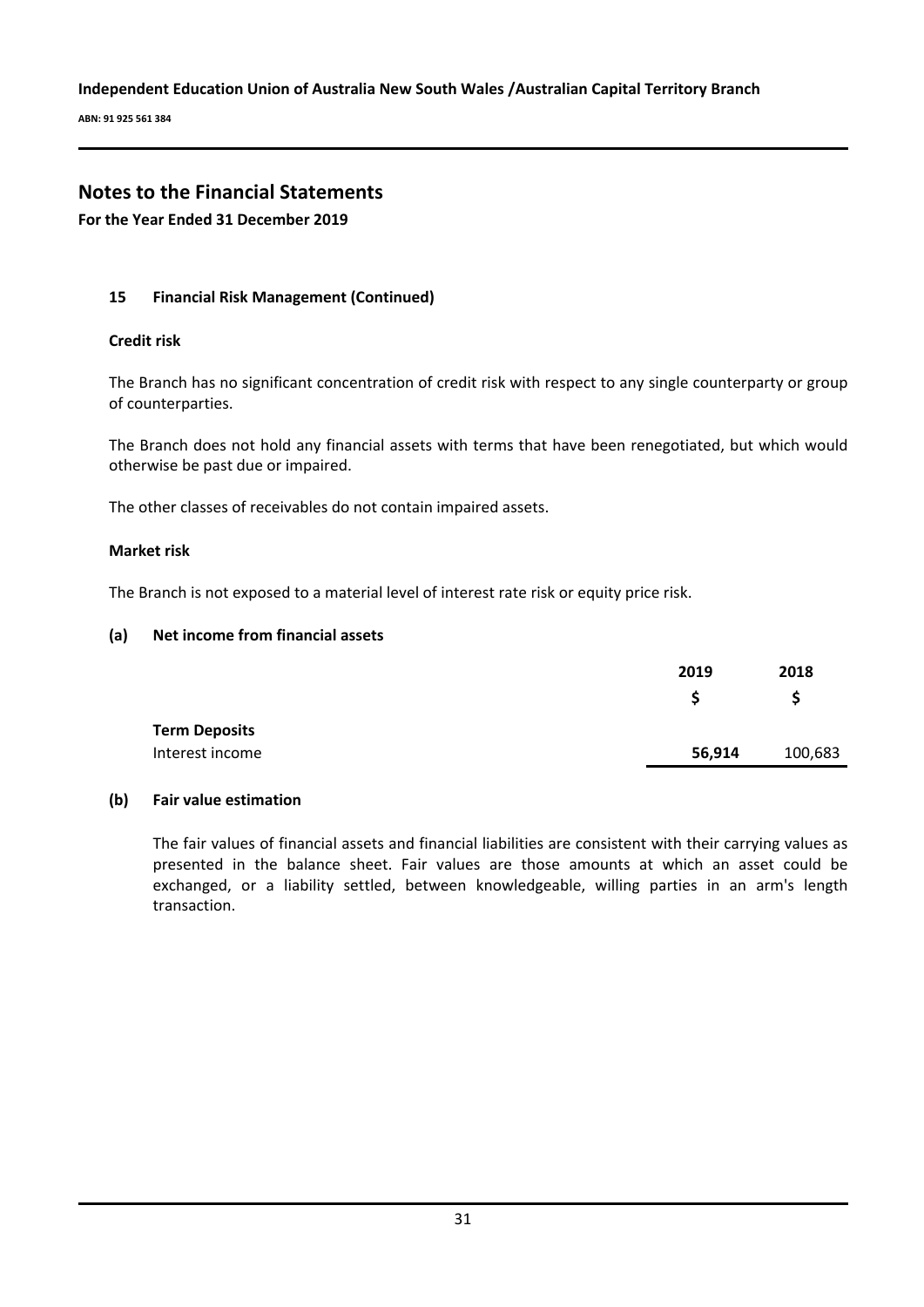# Notes to the Financial Statements

**For the Year Ended 31 December 2019**

## 15 Financial Risk Management (Continued)

### Credit risk

The Branch has no significant concentration of credit risk with respect to any single counterparty or group of counterparties.

The Branch does not hold any financial assets with terms that have been renegotiated, but which would otherwise be past due or impaired.

The other classes of receivables do not contain impaired assets.

### Market risk

The Branch is not exposed to a material level of interest rate risk or equity price risk.

### (a) Net income from financial assets

| | 2019 | 2018 |
|---|---|---|
| | $ | $ |
| **Term Deposits** | | |
| Interest income | **56,914** | 100,683 |

### (b) Fair value estimation

The fair values of financial assets and financial liabilities are consistent with their carrying values as presented in the balance sheet. Fair values are those amounts at which an asset could be exchanged, or a liability settled, between knowledgeable, willing parties in an arm's length transaction.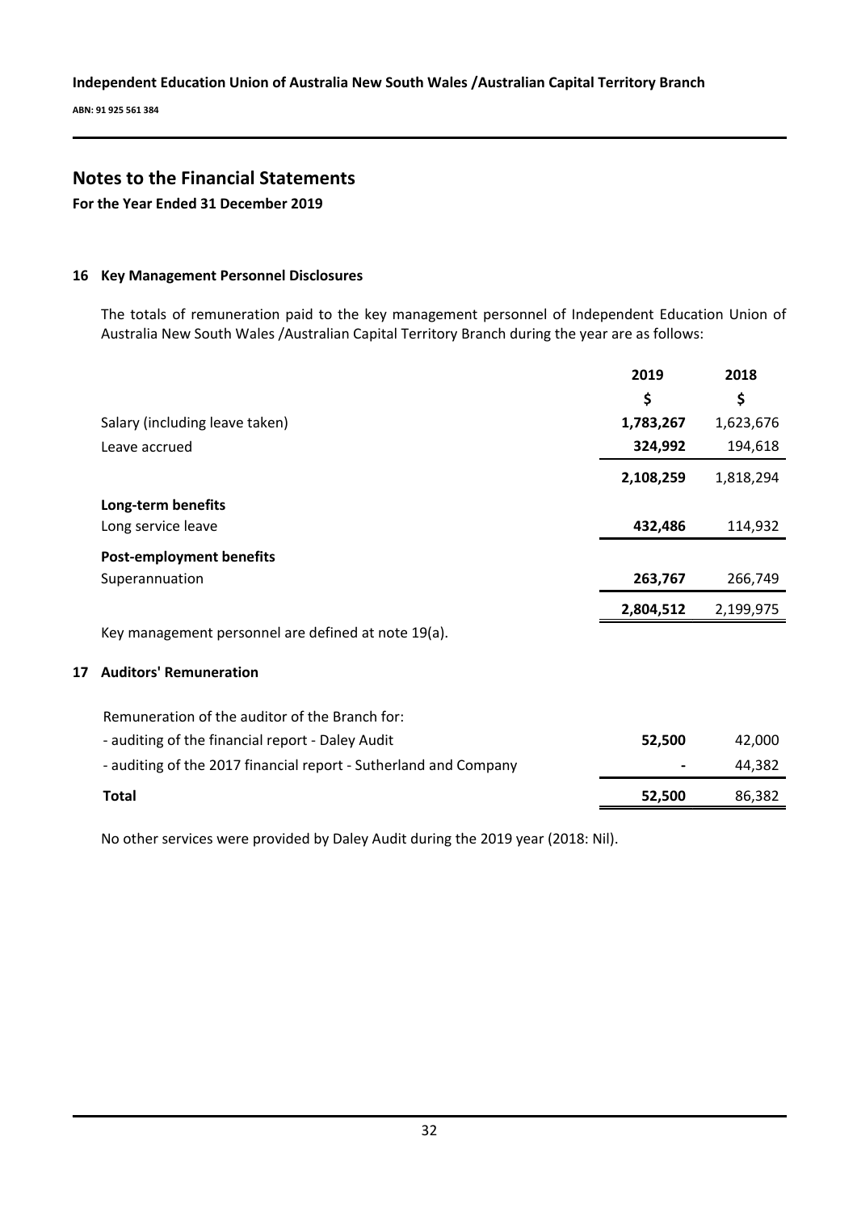## Notes to the Financial Statements

**For the Year Ended 31 December 2019**

### 16 Key Management Personnel Disclosures

The totals of remuneration paid to the key management personnel of Independent Education Union of Australia New South Wales /Australian Capital Territory Branch during the year are as follows:

| | 2019 | 2018 |
|---|---|---|
| | $ | $ |
| Salary (including leave taken) | **1,783,267** | 1,623,676 |
| Leave accrued | **324,992** | 194,618 |
| | **2,108,259** | 1,818,294 |
| **Long-term benefits** | | |
| Long service leave | **432,486** | 114,932 |
| **Post-employment benefits** | | |
| Superannuation | **263,767** | 266,749 |
| | **2,804,512** | 2,199,975 |

Key management personnel are defined at note 19(a).

### 17 Auditors' Remuneration

| | 2019 | 2018 |
|---|---|---|
| Remuneration of the auditor of the Branch for: | | |
| - auditing of the financial report - Daley Audit | **52,500** | 42,000 |
| - auditing of the 2017 financial report - Sutherland and Company | **-** | 44,382 |
| **Total** | **52,500** | 86,382 |

No other services were provided by Daley Audit during the 2019 year (2018: Nil).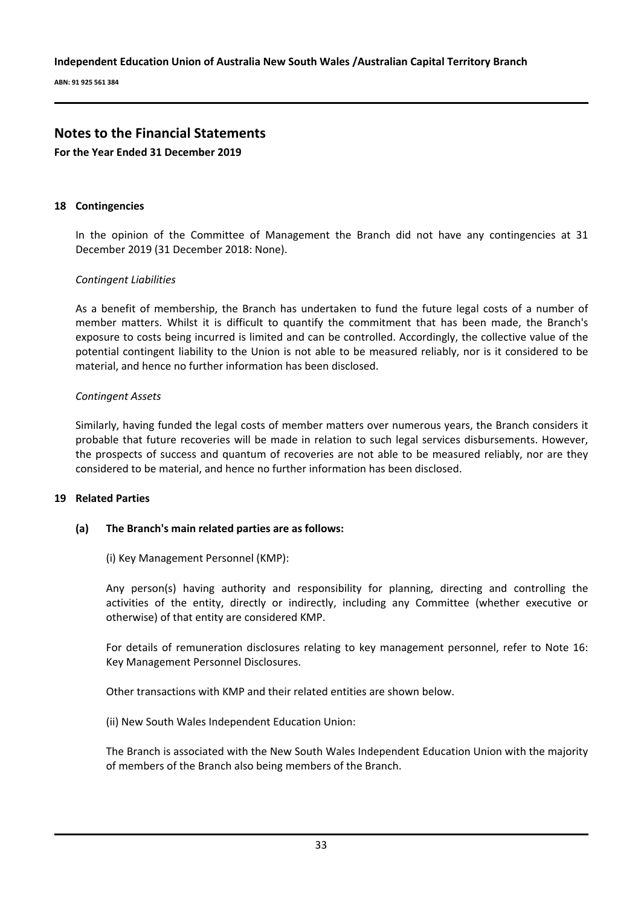## Notes to the Financial Statements

**For the Year Ended 31 December 2019**

### 18 Contingencies

In the opinion of the Committee of Management the Branch did not have any contingencies at 31 December 2019 (31 December 2018: None).

*Contingent Liabilities*

As a benefit of membership, the Branch has undertaken to fund the future legal costs of a number of member matters. Whilst it is difficult to quantify the commitment that has been made, the Branch's exposure to costs being incurred is limited and can be controlled. Accordingly, the collective value of the potential contingent liability to the Union is not able to be measured reliably, nor is it considered to be material, and hence no further information has been disclosed.

*Contingent Assets*

Similarly, having funded the legal costs of member matters over numerous years, the Branch considers it probable that future recoveries will be made in relation to such legal services disbursements. However, the prospects of success and quantum of recoveries are not able to be measured reliably, nor are they considered to be material, and hence no further information has been disclosed.

### 19 Related Parties

**(a) The Branch's main related parties are as follows:**

(i) Key Management Personnel (KMP):

Any person(s) having authority and responsibility for planning, directing and controlling the activities of the entity, directly or indirectly, including any Committee (whether executive or otherwise) of that entity are considered KMP.

For details of remuneration disclosures relating to key management personnel, refer to Note 16: Key Management Personnel Disclosures.

Other transactions with KMP and their related entities are shown below.

(ii) New South Wales Independent Education Union:

The Branch is associated with the New South Wales Independent Education Union with the majority of members of the Branch also being members of the Branch.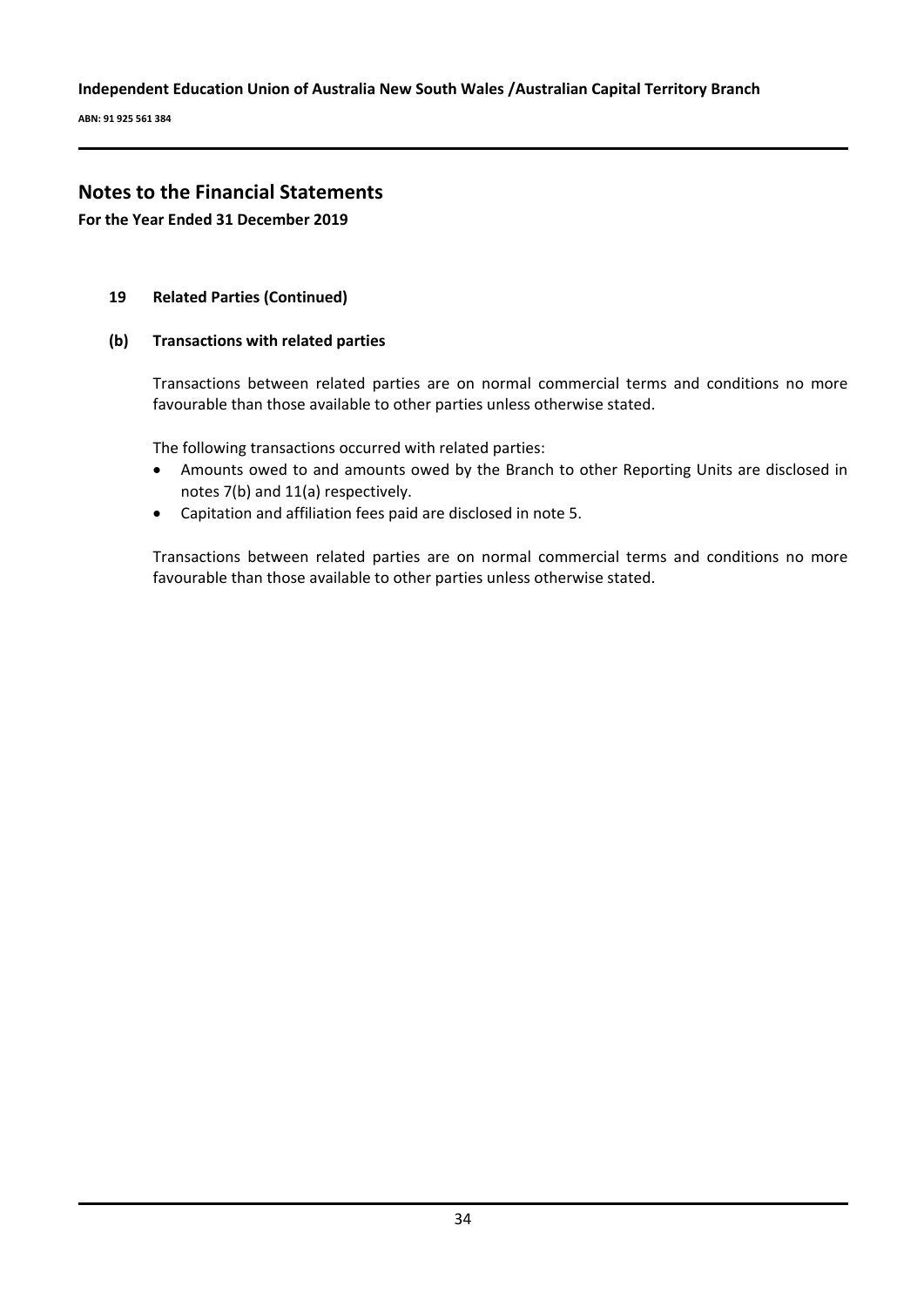# Notes to the Financial Statements

**For the Year Ended 31 December 2019**

## 19 Related Parties (Continued)

### (b) Transactions with related parties

Transactions between related parties are on normal commercial terms and conditions no more favourable than those available to other parties unless otherwise stated.

The following transactions occurred with related parties:

- Amounts owed to and amounts owed by the Branch to other Reporting Units are disclosed in notes 7(b) and 11(a) respectively.
- Capitation and affiliation fees paid are disclosed in note 5.

Transactions between related parties are on normal commercial terms and conditions no more favourable than those available to other parties unless otherwise stated.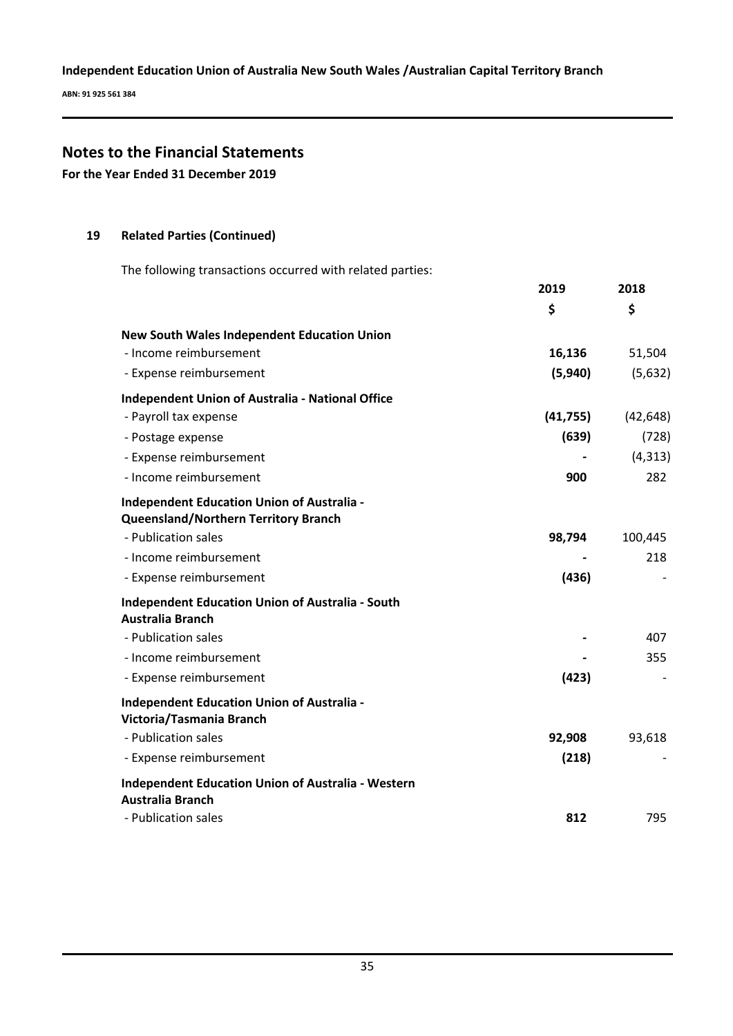## Notes to the Financial Statements

**For the Year Ended 31 December 2019**

### 19 Related Parties (Continued)

The following transactions occurred with related parties:

| | 2019 | 2018 |
|---|---|---|
| | $ | $ |
| **New South Wales Independent Education Union** | | |
| - Income reimbursement | **16,136** | 51,504 |
| - Expense reimbursement | **(5,940)** | (5,632) |
| **Independent Union of Australia - National Office** | | |
| - Payroll tax expense | **(41,755)** | (42,648) |
| - Postage expense | **(639)** | (728) |
| - Expense reimbursement | **-** | (4,313) |
| - Income reimbursement | **900** | 282 |
| **Independent Education Union of Australia - Queensland/Northern Territory Branch** | | |
| - Publication sales | **98,794** | 100,445 |
| - Income reimbursement | **-** | 218 |
| - Expense reimbursement | **(436)** | - |
| **Independent Education Union of Australia - South Australia Branch** | | |
| - Publication sales | **-** | 407 |
| - Income reimbursement | **-** | 355 |
| - Expense reimbursement | **(423)** | - |
| **Independent Education Union of Australia - Victoria/Tasmania Branch** | | |
| - Publication sales | **92,908** | 93,618 |
| - Expense reimbursement | **(218)** | - |
| **Independent Education Union of Australia - Western Australia Branch** | | |
| - Publication sales | **812** | 795 |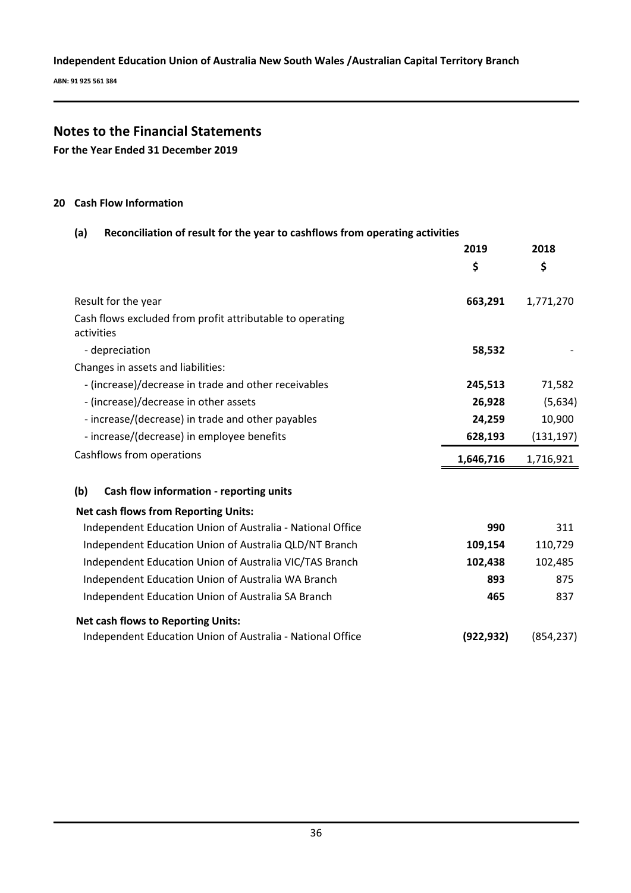## Notes to the Financial Statements

**For the Year Ended 31 December 2019**

### 20 Cash Flow Information

#### (a) Reconciliation of result for the year to cashflows from operating activities

| | 2019 | 2018 |
|---|---|---|
| | $ | $ |
| Result for the year | **663,291** | 1,771,270 |
| Cash flows excluded from profit attributable to operating activities | | |
| - depreciation | **58,532** | - |
| Changes in assets and liabilities: | | |
| - (increase)/decrease in trade and other receivables | **245,513** | 71,582 |
| - (increase)/decrease in other assets | **26,928** | (5,634) |
| - increase/(decrease) in trade and other payables | **24,259** | 10,900 |
| - increase/(decrease) in employee benefits | **628,193** | (131,197) |
| Cashflows from operations | **1,646,716** | 1,716,921 |

#### (b) Cash flow information - reporting units

| | 2019 | 2018 |
|---|---|---|
| **Net cash flows from Reporting Units:** | | |
| Independent Education Union of Australia - National Office | **990** | 311 |
| Independent Education Union of Australia QLD/NT Branch | **109,154** | 110,729 |
| Independent Education Union of Australia VIC/TAS Branch | **102,438** | 102,485 |
| Independent Education Union of Australia WA Branch | **893** | 875 |
| Independent Education Union of Australia SA Branch | **465** | 837 |
| **Net cash flows to Reporting Units:** | | |
| Independent Education Union of Australia - National Office | **(922,932)** | (854,237) |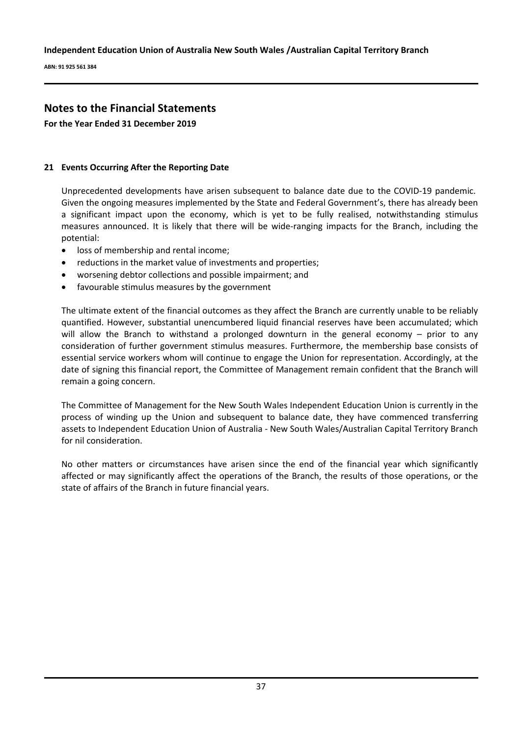## Notes to the Financial Statements

**For the Year Ended 31 December 2019**

### 21 Events Occurring After the Reporting Date

Unprecedented developments have arisen subsequent to balance date due to the COVID-19 pandemic. Given the ongoing measures implemented by the State and Federal Government's, there has already been a significant impact upon the economy, which is yet to be fully realised, notwithstanding stimulus measures announced. It is likely that there will be wide-ranging impacts for the Branch, including the potential:

- loss of membership and rental income;
- reductions in the market value of investments and properties;
- worsening debtor collections and possible impairment; and
- favourable stimulus measures by the government

The ultimate extent of the financial outcomes as they affect the Branch are currently unable to be reliably quantified. However, substantial unencumbered liquid financial reserves have been accumulated; which will allow the Branch to withstand a prolonged downturn in the general economy – prior to any consideration of further government stimulus measures. Furthermore, the membership base consists of essential service workers whom will continue to engage the Union for representation. Accordingly, at the date of signing this financial report, the Committee of Management remain confident that the Branch will remain a going concern.

The Committee of Management for the New South Wales Independent Education Union is currently in the process of winding up the Union and subsequent to balance date, they have commenced transferring assets to Independent Education Union of Australia - New South Wales/Australian Capital Territory Branch for nil consideration.

No other matters or circumstances have arisen since the end of the financial year which significantly affected or may significantly affect the operations of the Branch, the results of those operations, or the state of affairs of the Branch in future financial years.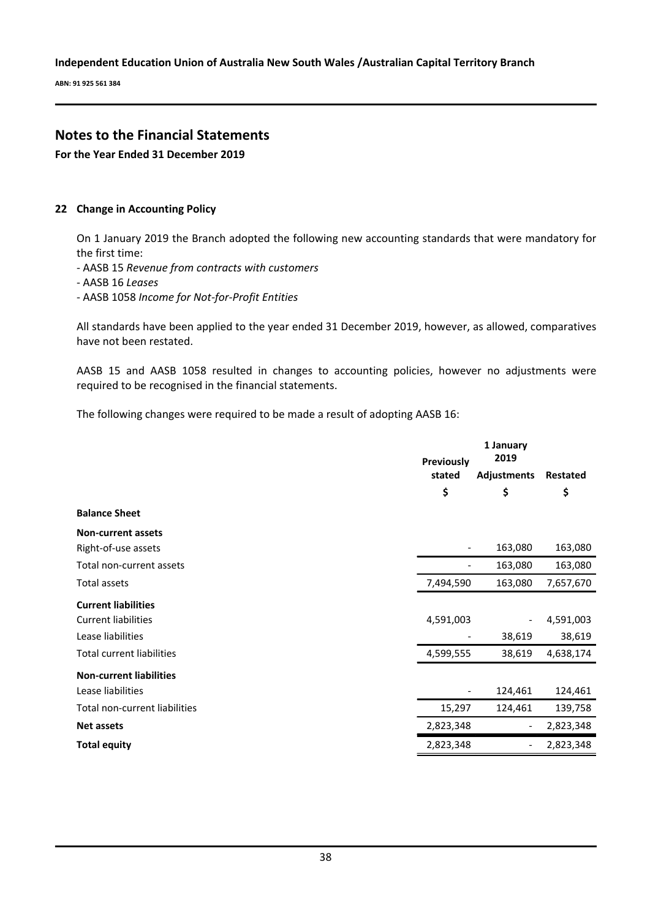# Notes to the Financial Statements

**For the Year Ended 31 December 2019**

## 22 Change in Accounting Policy

On 1 January 2019 the Branch adopted the following new accounting standards that were mandatory for the first time:

- AASB 15 *Revenue from contracts with customers*
- AASB 16 *Leases*
- AASB 1058 *Income for Not-for-Profit Entities*

All standards have been applied to the year ended 31 December 2019, however, as allowed, comparatives have not been restated.

AASB 15 and AASB 1058 resulted in changes to accounting policies, however no adjustments were required to be recognised in the financial statements.

The following changes were required to be made a result of adopting AASB 16:

| | Previously stated | 1 January 2019 Adjustments | Restated |
|---|---|---|---|
| | $ | $ | $ |
| **Balance Sheet** | | | |
| **Non-current assets** | | | |
| Right-of-use assets | - | 163,080 | 163,080 |
| Total non-current assets | - | 163,080 | 163,080 |
| Total assets | 7,494,590 | 163,080 | 7,657,670 |
| **Current liabilities** | | | |
| Current liabilities | 4,591,003 | - | 4,591,003 |
| Lease liabilities | - | 38,619 | 38,619 |
| Total current liabilities | 4,599,555 | 38,619 | 4,638,174 |
| **Non-current liabilities** | | | |
| Lease liabilities | - | 124,461 | 124,461 |
| Total non-current liabilities | 15,297 | 124,461 | 139,758 |
| **Net assets** | 2,823,348 | - | 2,823,348 |
| **Total equity** | 2,823,348 | - | 2,823,348 |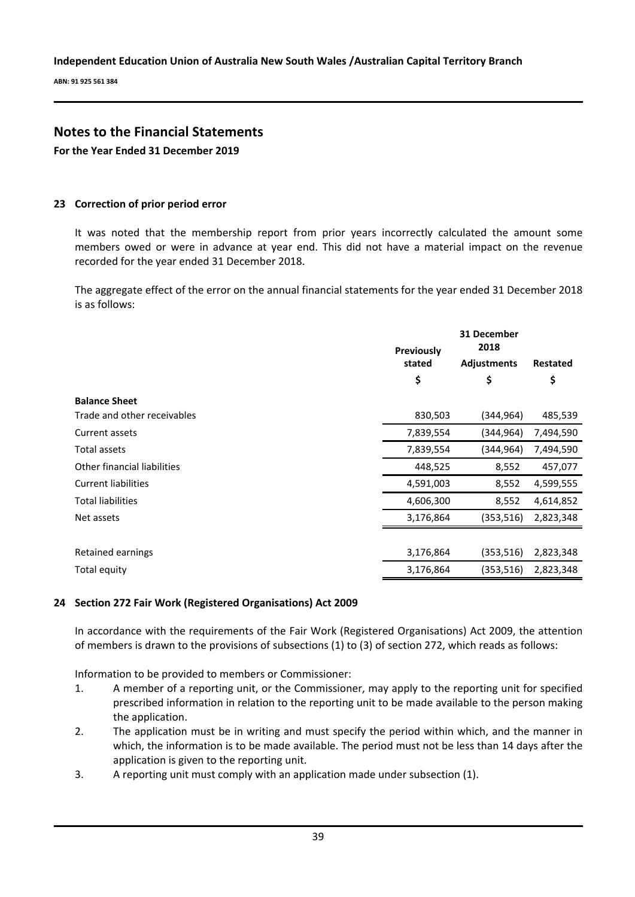## Notes to the Financial Statements

**For the Year Ended 31 December 2019**

### 23 Correction of prior period error

It was noted that the membership report from prior years incorrectly calculated the amount some members owed or were in advance at year end. This did not have a material impact on the revenue recorded for the year ended 31 December 2018.

The aggregate effect of the error on the annual financial statements for the year ended 31 December 2018 is as follows:

| | 31 December 2018 | | |
|---|---|---|---|
| | Previously stated | Adjustments | Restated |
| | $ | $ | $ |
| **Balance Sheet** | | | |
| Trade and other receivables | 830,503 | (344,964) | 485,539 |
| Current assets | 7,839,554 | (344,964) | 7,494,590 |
| Total assets | 7,839,554 | (344,964) | 7,494,590 |
| Other financial liabilities | 448,525 | 8,552 | 457,077 |
| Current liabilities | 4,591,003 | 8,552 | 4,599,555 |
| Total liabilities | 4,606,300 | 8,552 | 4,614,852 |
| Net assets | 3,176,864 | (353,516) | 2,823,348 |
| Retained earnings | 3,176,864 | (353,516) | 2,823,348 |
| Total equity | 3,176,864 | (353,516) | 2,823,348 |

### 24 Section 272 Fair Work (Registered Organisations) Act 2009

In accordance with the requirements of the Fair Work (Registered Organisations) Act 2009, the attention of members is drawn to the provisions of subsections (1) to (3) of section 272, which reads as follows:

Information to be provided to members or Commissioner:

1. A member of a reporting unit, or the Commissioner, may apply to the reporting unit for specified prescribed information in relation to the reporting unit to be made available to the person making the application.
2. The application must be in writing and must specify the period within which, and the manner in which, the information is to be made available. The period must not be less than 14 days after the application is given to the reporting unit.
3. A reporting unit must comply with an application made under subsection (1).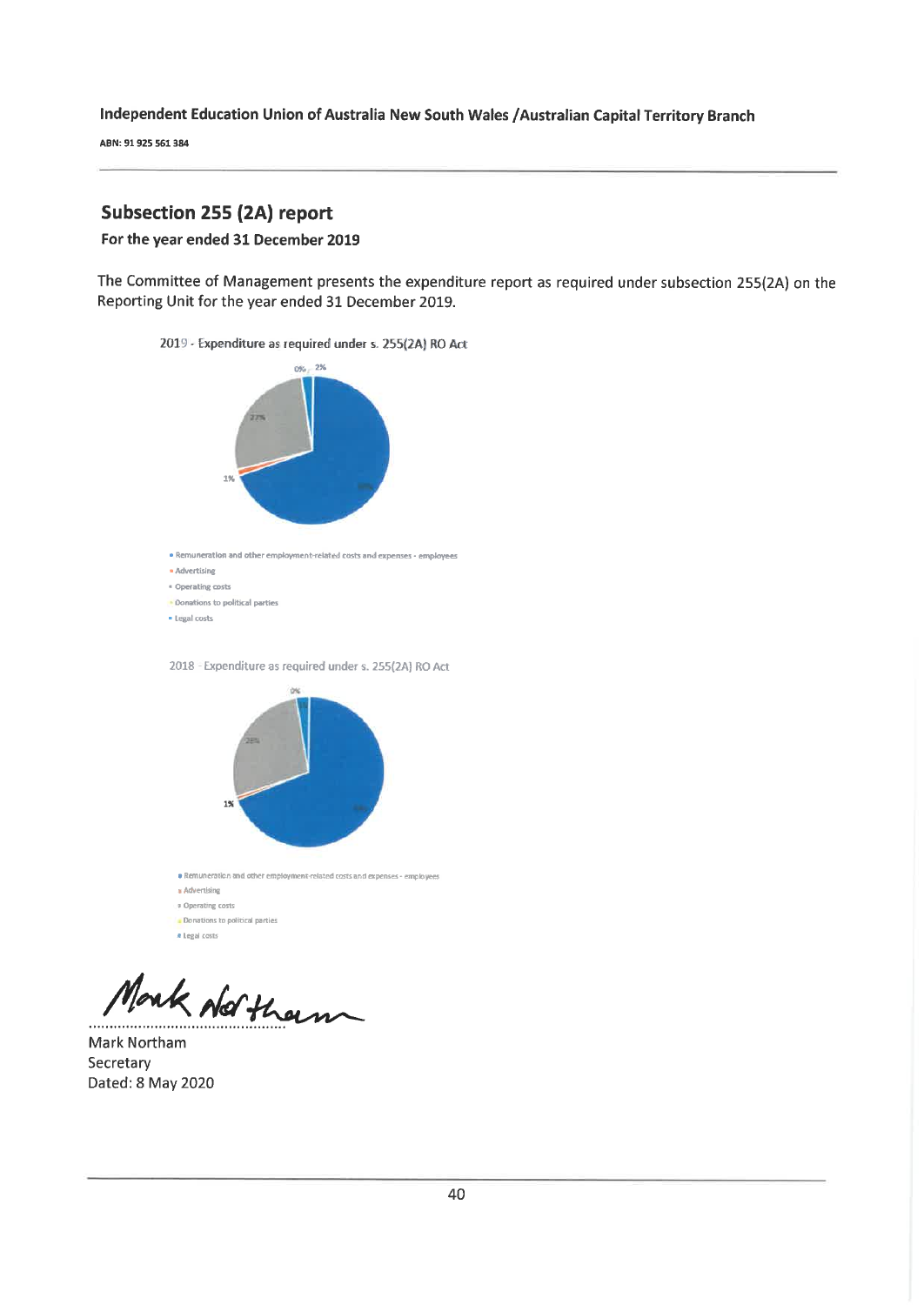Independent Education Union of Australia New South Wales /Australian Capital Territory Branch

ABN: 91 925 561 384

## Subsection 255 (2A) report

**For the year ended 31 December 2019**

The Committee of Management presents the expenditure report as required under subsection 255(2A) on the Reporting Unit for the year ended 31 December 2019.

2019 - Expenditure as required under s. 255(2A) RO Act

0% 2%

27%

1%

- Remuneration and other employment-related costs and expenses - employees
- Advertising
- Operating costs
- Donations to political parties
- Legal costs

2018 - Expenditure as required under s. 255(2A) RO Act

0%

28%

1%

- Remuneration and other employment-related costs and expenses - employees
- Advertising
- Operating costs
- Donations to political parties
- Legal costs

Mark Northam
Secretary
Dated: 8 May 2020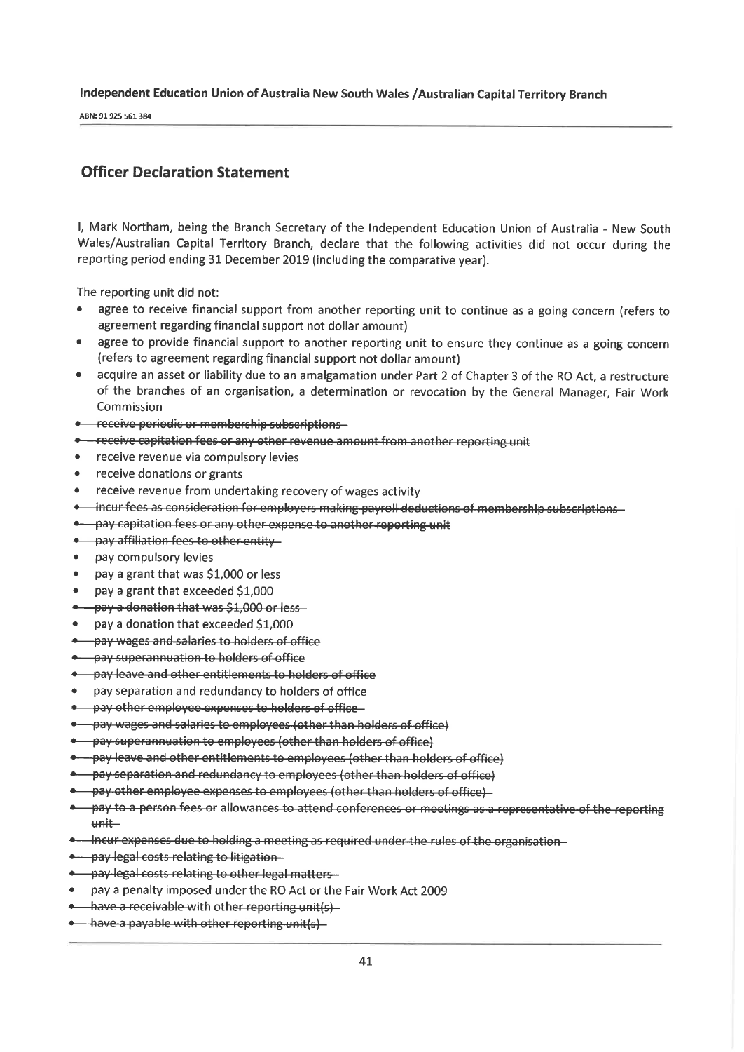## Officer Declaration Statement

I, Mark Northam, being the Branch Secretary of the Independent Education Union of Australia - New South Wales/Australian Capital Territory Branch, declare that the following activities did not occur during the reporting period ending 31 December 2019 (including the comparative year).

The reporting unit did not:

- agree to receive financial support from another reporting unit to continue as a going concern (refers to agreement regarding financial support not dollar amount)
- agree to provide financial support to another reporting unit to ensure they continue as a going concern (refers to agreement regarding financial support not dollar amount)
- acquire an asset or liability due to an amalgamation under Part 2 of Chapter 3 of the RO Act, a restructure of the branches of an organisation, a determination or revocation by the General Manager, Fair Work Commission
- ~~receive periodic or membership subscriptions~~
- ~~receive capitation fees or any other revenue amount from another reporting unit~~
- receive revenue via compulsory levies
- receive donations or grants
- receive revenue from undertaking recovery of wages activity
- ~~incur fees as consideration for employers making payroll deductions of membership subscriptions~~
- ~~pay capitation fees or any other expense to another reporting unit~~
- ~~pay affiliation fees to other entity~~
- pay compulsory levies
- pay a grant that was $1,000 or less
- pay a grant that exceeded $1,000
- ~~pay a donation that was $1,000 or less~~
- pay a donation that exceeded $1,000
- ~~pay wages and salaries to holders of office~~
- ~~pay superannuation to holders of office~~
- ~~pay leave and other entitlements to holders of office~~
- pay separation and redundancy to holders of office
- ~~pay other employee expenses to holders of office~~
- ~~pay wages and salaries to employees (other than holders of office)~~
- ~~pay superannuation to employees (other than holders of office)~~
- ~~pay leave and other entitlements to employees (other than holders of office)~~
- ~~pay separation and redundancy to employees (other than holders of office)~~
- ~~pay other employee expenses to employees (other than holders of office)~~
- ~~pay to a person fees or allowances to attend conferences or meetings as a representative of the reporting unit~~
- ~~incur expenses due to holding a meeting as required under the rules of the organisation~~
- ~~pay legal costs relating to litigation~~
- ~~pay legal costs relating to other legal matters~~
- pay a penalty imposed under the RO Act or the Fair Work Act 2009
- ~~have a receivable with other reporting unit(s)~~
- ~~have a payable with other reporting unit(s)~~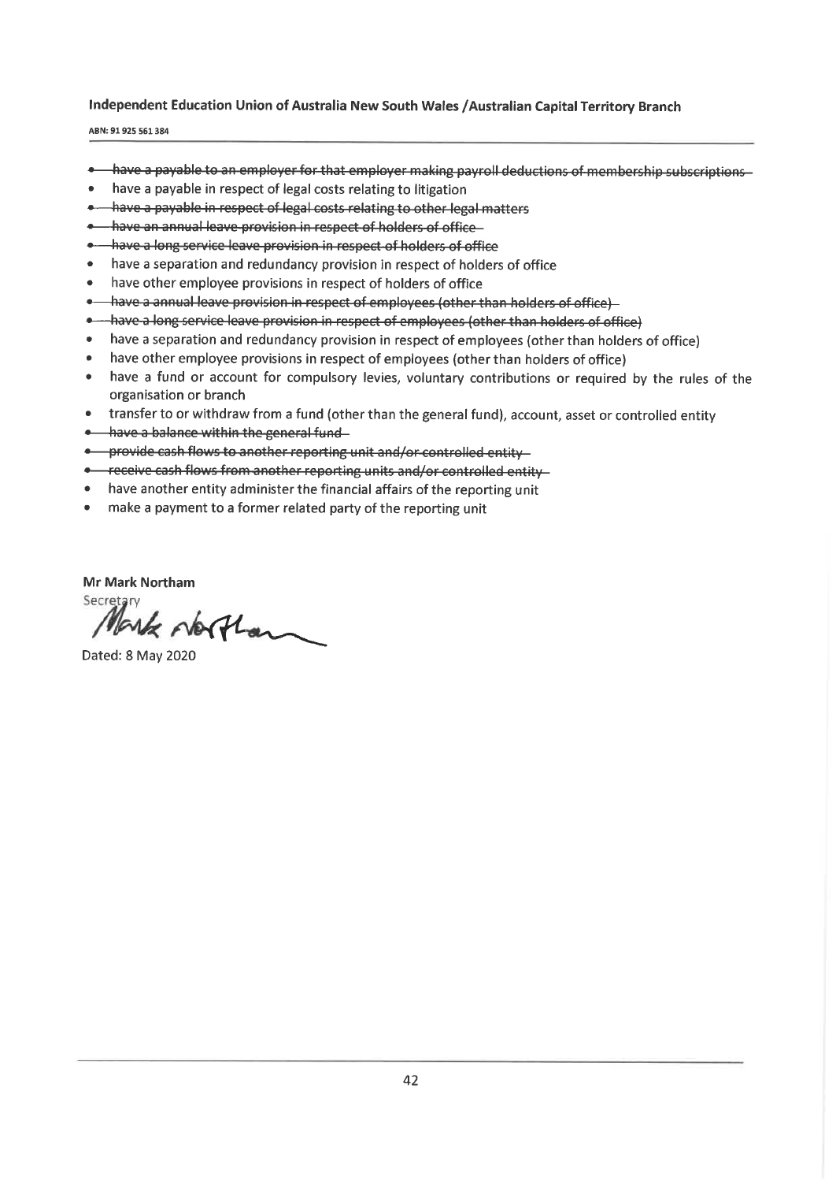**Independent Education Union of Australia New South Wales /Australian Capital Territory Branch**

ABN: 91 925 561 384

- ~~have a payable to an employer for that employer making payroll deductions of membership subscriptions~~
- have a payable in respect of legal costs relating to litigation
- ~~have a payable in respect of legal costs relating to other legal matters~~
- ~~have an annual leave provision in respect of holders of office~~
- ~~have a long service leave provision in respect of holders of office~~
- have a separation and redundancy provision in respect of holders of office
- have other employee provisions in respect of holders of office
- ~~have a annual leave provision in respect of employees (other than holders of office)~~
- ~~have a long service leave provision in respect of employees (other than holders of office)~~
- have a separation and redundancy provision in respect of employees (other than holders of office)
- have other employee provisions in respect of employees (other than holders of office)
- have a fund or account for compulsory levies, voluntary contributions or required by the rules of the organisation or branch
- transfer to or withdraw from a fund (other than the general fund), account, asset or controlled entity
- ~~have a balance within the general fund~~
- ~~provide cash flows to another reporting unit and/or controlled entity~~
- ~~receive cash flows from another reporting units and/or controlled entity~~
- have another entity administer the financial affairs of the reporting unit
- make a payment to a former related party of the reporting unit

**Mr Mark Northam**
Secretary

Dated: 8 May 2020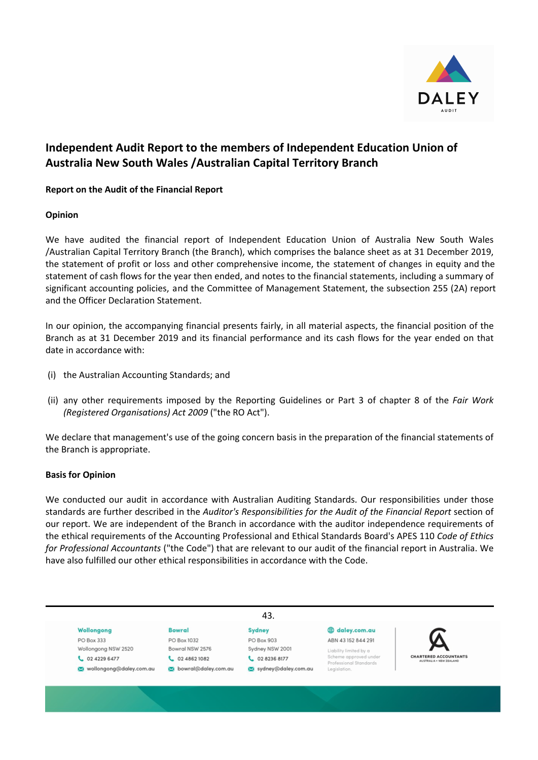# Independent Audit Report to the members of Independent Education Union of Australia New South Wales /Australian Capital Territory Branch

**Report on the Audit of the Financial Report**

**Opinion**

We have audited the financial report of Independent Education Union of Australia New South Wales /Australian Capital Territory Branch (the Branch), which comprises the balance sheet as at 31 December 2019, the statement of profit or loss and other comprehensive income, the statement of changes in equity and the statement of cash flows for the year then ended, and notes to the financial statements, including a summary of significant accounting policies, and the Committee of Management Statement, the subsection 255 (2A) report and the Officer Declaration Statement.

In our opinion, the accompanying financial presents fairly, in all material aspects, the financial position of the Branch as at 31 December 2019 and its financial performance and its cash flows for the year ended on that date in accordance with:

(i) the Australian Accounting Standards; and

(ii) any other requirements imposed by the Reporting Guidelines or Part 3 of chapter 8 of the *Fair Work (Registered Organisations) Act 2009* ("the RO Act").

We declare that management's use of the going concern basis in the preparation of the financial statements of the Branch is appropriate.

**Basis for Opinion**

We conducted our audit in accordance with Australian Auditing Standards. Our responsibilities under those standards are further described in the *Auditor's Responsibilities for the Audit of the Financial Report* section of our report. We are independent of the Branch in accordance with the auditor independence requirements of the ethical requirements of the Accounting Professional and Ethical Standards Board's APES 110 *Code of Ethics for Professional Accountants* ("the Code") that are relevant to our audit of the financial report in Australia. We have also fulfilled our other ethical responsibilities in accordance with the Code.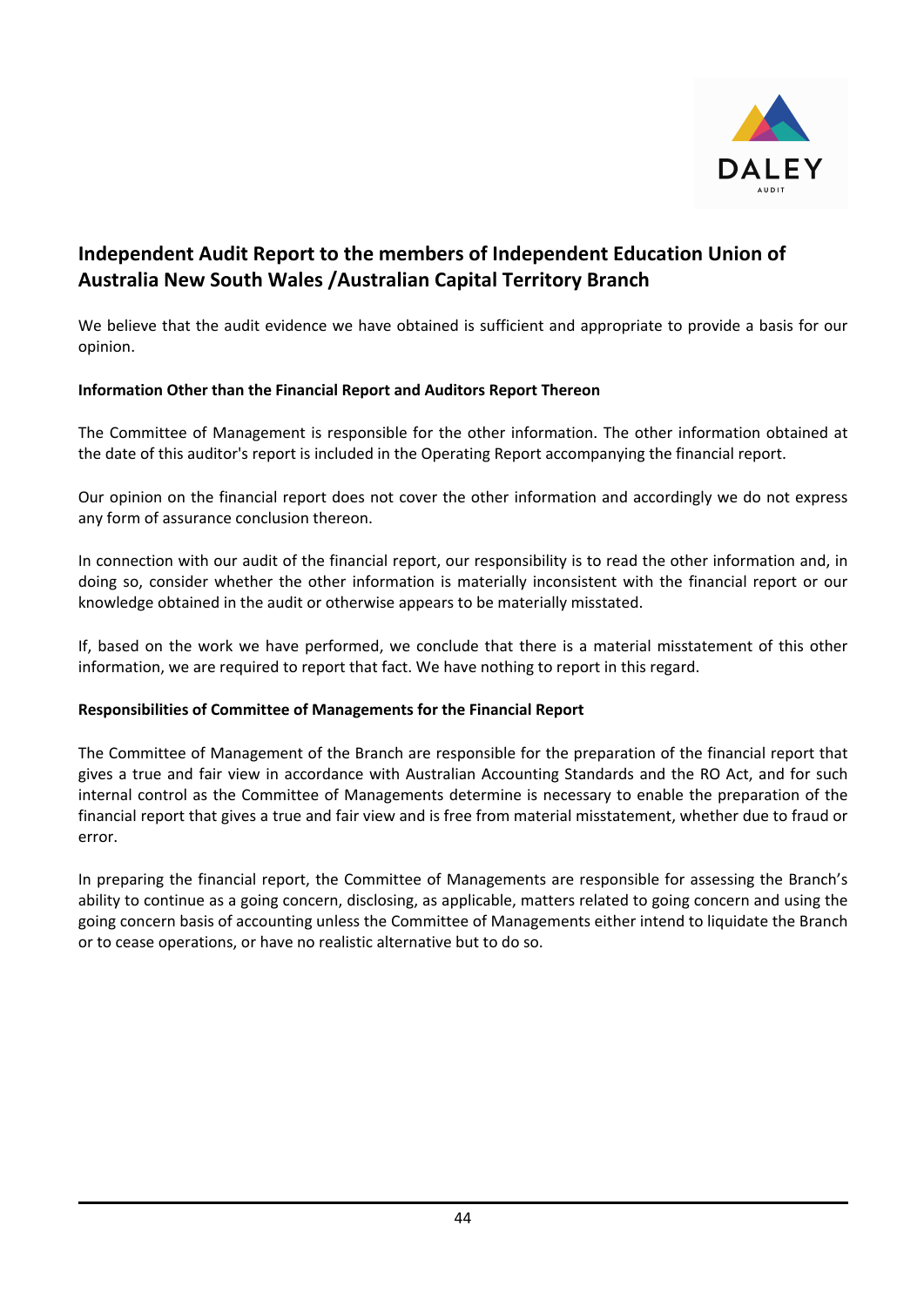## Independent Audit Report to the members of Independent Education Union of Australia New South Wales /Australian Capital Territory Branch

We believe that the audit evidence we have obtained is sufficient and appropriate to provide a basis for our opinion.

**Information Other than the Financial Report and Auditors Report Thereon**

The Committee of Management is responsible for the other information. The other information obtained at the date of this auditor's report is included in the Operating Report accompanying the financial report.

Our opinion on the financial report does not cover the other information and accordingly we do not express any form of assurance conclusion thereon.

In connection with our audit of the financial report, our responsibility is to read the other information and, in doing so, consider whether the other information is materially inconsistent with the financial report or our knowledge obtained in the audit or otherwise appears to be materially misstated.

If, based on the work we have performed, we conclude that there is a material misstatement of this other information, we are required to report that fact. We have nothing to report in this regard.

**Responsibilities of Committee of Managements for the Financial Report**

The Committee of Management of the Branch are responsible for the preparation of the financial report that gives a true and fair view in accordance with Australian Accounting Standards and the RO Act, and for such internal control as the Committee of Managements determine is necessary to enable the preparation of the financial report that gives a true and fair view and is free from material misstatement, whether due to fraud or error.

In preparing the financial report, the Committee of Managements are responsible for assessing the Branch's ability to continue as a going concern, disclosing, as applicable, matters related to going concern and using the going concern basis of accounting unless the Committee of Managements either intend to liquidate the Branch or to cease operations, or have no realistic alternative but to do so.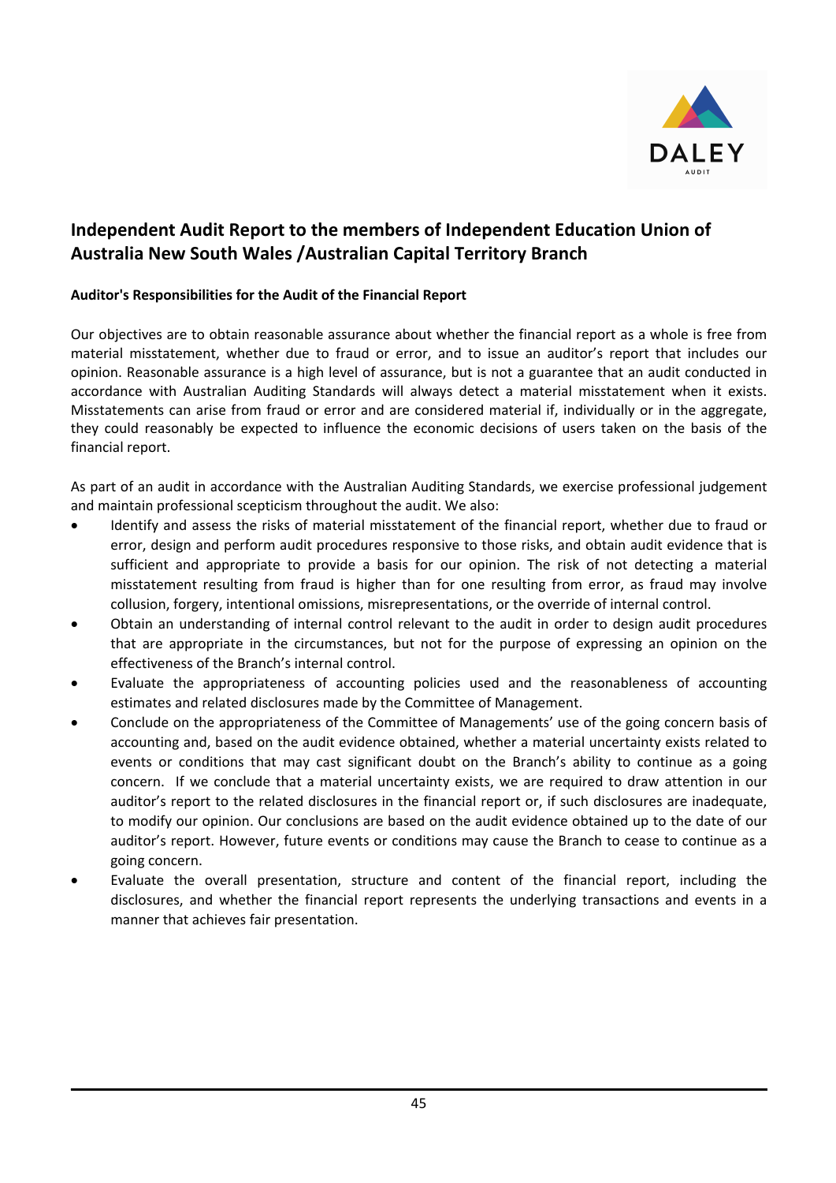## Independent Audit Report to the members of Independent Education Union of Australia New South Wales /Australian Capital Territory Branch

**Auditor's Responsibilities for the Audit of the Financial Report**

Our objectives are to obtain reasonable assurance about whether the financial report as a whole is free from material misstatement, whether due to fraud or error, and to issue an auditor's report that includes our opinion. Reasonable assurance is a high level of assurance, but is not a guarantee that an audit conducted in accordance with Australian Auditing Standards will always detect a material misstatement when it exists. Misstatements can arise from fraud or error and are considered material if, individually or in the aggregate, they could reasonably be expected to influence the economic decisions of users taken on the basis of the financial report.

As part of an audit in accordance with the Australian Auditing Standards, we exercise professional judgement and maintain professional scepticism throughout the audit. We also:

- Identify and assess the risks of material misstatement of the financial report, whether due to fraud or error, design and perform audit procedures responsive to those risks, and obtain audit evidence that is sufficient and appropriate to provide a basis for our opinion. The risk of not detecting a material misstatement resulting from fraud is higher than for one resulting from error, as fraud may involve collusion, forgery, intentional omissions, misrepresentations, or the override of internal control.
- Obtain an understanding of internal control relevant to the audit in order to design audit procedures that are appropriate in the circumstances, but not for the purpose of expressing an opinion on the effectiveness of the Branch's internal control.
- Evaluate the appropriateness of accounting policies used and the reasonableness of accounting estimates and related disclosures made by the Committee of Management.
- Conclude on the appropriateness of the Committee of Managements' use of the going concern basis of accounting and, based on the audit evidence obtained, whether a material uncertainty exists related to events or conditions that may cast significant doubt on the Branch's ability to continue as a going concern. If we conclude that a material uncertainty exists, we are required to draw attention in our auditor's report to the related disclosures in the financial report or, if such disclosures are inadequate, to modify our opinion. Our conclusions are based on the audit evidence obtained up to the date of our auditor's report. However, future events or conditions may cause the Branch to cease to continue as a going concern.
- Evaluate the overall presentation, structure and content of the financial report, including the disclosures, and whether the financial report represents the underlying transactions and events in a manner that achieves fair presentation.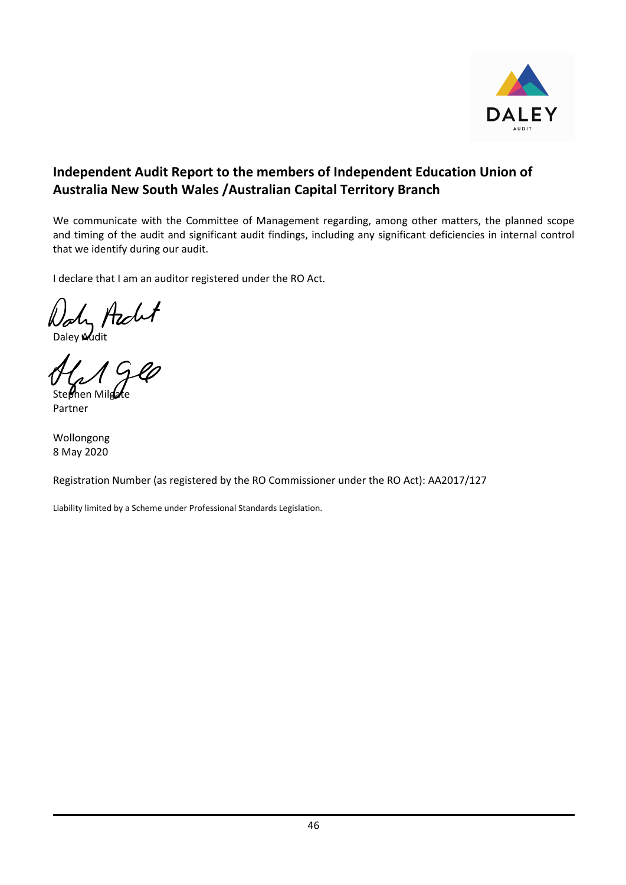## Independent Audit Report to the members of Independent Education Union of Australia New South Wales /Australian Capital Territory Branch

We communicate with the Committee of Management regarding, among other matters, the planned scope and timing of the audit and significant audit findings, including any significant deficiencies in internal control that we identify during our audit.

I declare that I am an auditor registered under the RO Act.

Daley Audit

Stephen Milgate
Partner

Wollongong
8 May 2020

Registration Number (as registered by the RO Commissioner under the RO Act): AA2017/127

Liability limited by a Scheme under Professional Standards Legislation.